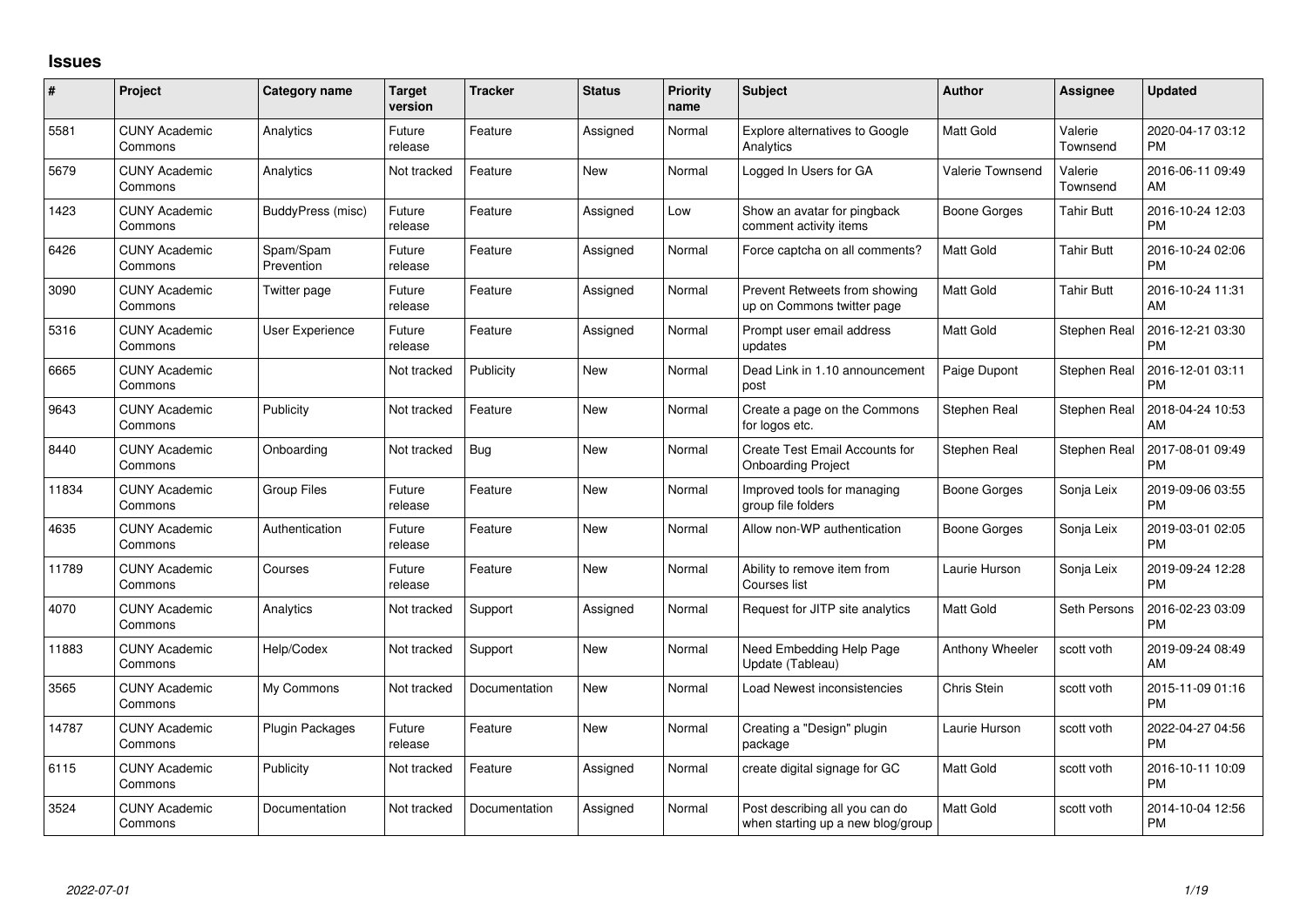# Issues

| # | Project | Category name | Target version | Tracker | Status | Priority name | Subject | Author | Assignee | Updated |
|---|---|---|---|---|---|---|---|---|---|---|
| 5581 | CUNY Academic Commons | Analytics | Future release | Feature | Assigned | Normal | Explore alternatives to Google Analytics | Matt Gold | Valerie Townsend | 2020-04-17 03:12 PM |
| 5679 | CUNY Academic Commons | Analytics | Not tracked | Feature | New | Normal | Logged In Users for GA | Valerie Townsend | Valerie Townsend | 2016-06-11 09:49 AM |
| 1423 | CUNY Academic Commons | BuddyPress (misc) | Future release | Feature | Assigned | Low | Show an avatar for pingback comment activity items | Boone Gorges | Tahir Butt | 2016-10-24 12:03 PM |
| 6426 | CUNY Academic Commons | Spam/Spam Prevention | Future release | Feature | Assigned | Normal | Force captcha on all comments? | Matt Gold | Tahir Butt | 2016-10-24 02:06 PM |
| 3090 | CUNY Academic Commons | Twitter page | Future release | Feature | Assigned | Normal | Prevent Retweets from showing up on Commons twitter page | Matt Gold | Tahir Butt | 2016-10-24 11:31 AM |
| 5316 | CUNY Academic Commons | User Experience | Future release | Feature | Assigned | Normal | Prompt user email address updates | Matt Gold | Stephen Real | 2016-12-21 03:30 PM |
| 6665 | CUNY Academic Commons | | Not tracked | Publicity | New | Normal | Dead Link in 1.10 announcement post | Paige Dupont | Stephen Real | 2016-12-01 03:11 PM |
| 9643 | CUNY Academic Commons | Publicity | Not tracked | Feature | New | Normal | Create a page on the Commons for logos etc. | Stephen Real | Stephen Real | 2018-04-24 10:53 AM |
| 8440 | CUNY Academic Commons | Onboarding | Not tracked | Bug | New | Normal | Create Test Email Accounts for Onboarding Project | Stephen Real | Stephen Real | 2017-08-01 09:49 PM |
| 11834 | CUNY Academic Commons | Group Files | Future release | Feature | New | Normal | Improved tools for managing group file folders | Boone Gorges | Sonja Leix | 2019-09-06 03:55 PM |
| 4635 | CUNY Academic Commons | Authentication | Future release | Feature | New | Normal | Allow non-WP authentication | Boone Gorges | Sonja Leix | 2019-03-01 02:05 PM |
| 11789 | CUNY Academic Commons | Courses | Future release | Feature | New | Normal | Ability to remove item from Courses list | Laurie Hurson | Sonja Leix | 2019-09-24 12:28 PM |
| 4070 | CUNY Academic Commons | Analytics | Not tracked | Support | Assigned | Normal | Request for JITP site analytics | Matt Gold | Seth Persons | 2016-02-23 03:09 PM |
| 11883 | CUNY Academic Commons | Help/Codex | Not tracked | Support | New | Normal | Need Embedding Help Page Update (Tableau) | Anthony Wheeler | scott voth | 2019-09-24 08:49 AM |
| 3565 | CUNY Academic Commons | My Commons | Not tracked | Documentation | New | Normal | Load Newest inconsistencies | Chris Stein | scott voth | 2015-11-09 01:16 PM |
| 14787 | CUNY Academic Commons | Plugin Packages | Future release | Feature | New | Normal | Creating a "Design" plugin package | Laurie Hurson | scott voth | 2022-04-27 04:56 PM |
| 6115 | CUNY Academic Commons | Publicity | Not tracked | Feature | Assigned | Normal | create digital signage for GC | Matt Gold | scott voth | 2016-10-11 10:09 PM |
| 3524 | CUNY Academic Commons | Documentation | Not tracked | Documentation | Assigned | Normal | Post describing all you can do when starting up a new blog/group | Matt Gold | scott voth | 2014-10-04 12:56 PM |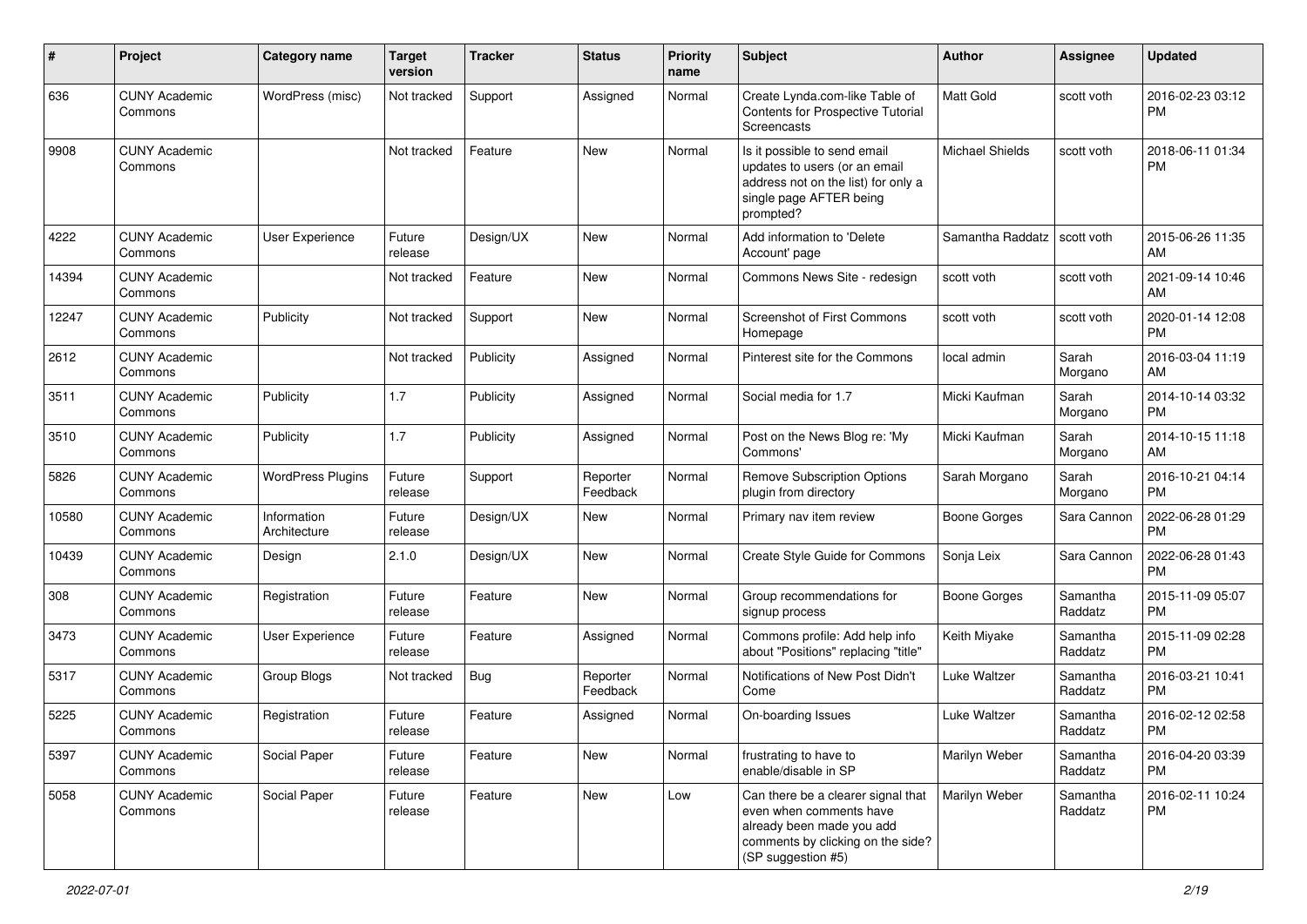| # | Project | Category name | Target version | Tracker | Status | Priority name | Subject | Author | Assignee | Updated |
|---|---|---|---|---|---|---|---|---|---|---|
| 636 | CUNY Academic Commons | WordPress (misc) | Not tracked | Support | Assigned | Normal | Create Lynda.com-like Table of Contents for Prospective Tutorial Screencasts | Matt Gold | scott voth | 2016-02-23 03:12 PM |
| 9908 | CUNY Academic Commons | | Not tracked | Feature | New | Normal | Is it possible to send email updates to users (or an email address not on the list) for only a single page AFTER being prompted? | Michael Shields | scott voth | 2018-06-11 01:34 PM |
| 4222 | CUNY Academic Commons | User Experience | Future release | Design/UX | New | Normal | Add information to 'Delete Account' page | Samantha Raddatz | scott voth | 2015-06-26 11:35 AM |
| 14394 | CUNY Academic Commons | | Not tracked | Feature | New | Normal | Commons News Site - redesign | scott voth | scott voth | 2021-09-14 10:46 AM |
| 12247 | CUNY Academic Commons | Publicity | Not tracked | Support | New | Normal | Screenshot of First Commons Homepage | scott voth | scott voth | 2020-01-14 12:08 PM |
| 2612 | CUNY Academic Commons | | Not tracked | Publicity | Assigned | Normal | Pinterest site for the Commons | local admin | Sarah Morgano | 2016-03-04 11:19 AM |
| 3511 | CUNY Academic Commons | Publicity | 1.7 | Publicity | Assigned | Normal | Social media for 1.7 | Micki Kaufman | Sarah Morgano | 2014-10-14 03:32 PM |
| 3510 | CUNY Academic Commons | Publicity | 1.7 | Publicity | Assigned | Normal | Post on the News Blog re: 'My Commons' | Micki Kaufman | Sarah Morgano | 2014-10-15 11:18 AM |
| 5826 | CUNY Academic Commons | WordPress Plugins | Future release | Support | Reporter Feedback | Normal | Remove Subscription Options plugin from directory | Sarah Morgano | Sarah Morgano | 2016-10-21 04:14 PM |
| 10580 | CUNY Academic Commons | Information Architecture | Future release | Design/UX | New | Normal | Primary nav item review | Boone Gorges | Sara Cannon | 2022-06-28 01:29 PM |
| 10439 | CUNY Academic Commons | Design | 2.1.0 | Design/UX | New | Normal | Create Style Guide for Commons | Sonja Leix | Sara Cannon | 2022-06-28 01:43 PM |
| 308 | CUNY Academic Commons | Registration | Future release | Feature | New | Normal | Group recommendations for signup process | Boone Gorges | Samantha Raddatz | 2015-11-09 05:07 PM |
| 3473 | CUNY Academic Commons | User Experience | Future release | Feature | Assigned | Normal | Commons profile: Add help info about "Positions" replacing "title" | Keith Miyake | Samantha Raddatz | 2015-11-09 02:28 PM |
| 5317 | CUNY Academic Commons | Group Blogs | Not tracked | Bug | Reporter Feedback | Normal | Notifications of New Post Didn't Come | Luke Waltzer | Samantha Raddatz | 2016-03-21 10:41 PM |
| 5225 | CUNY Academic Commons | Registration | Future release | Feature | Assigned | Normal | On-boarding Issues | Luke Waltzer | Samantha Raddatz | 2016-02-12 02:58 PM |
| 5397 | CUNY Academic Commons | Social Paper | Future release | Feature | New | Normal | frustrating to have to enable/disable in SP | Marilyn Weber | Samantha Raddatz | 2016-04-20 03:39 PM |
| 5058 | CUNY Academic Commons | Social Paper | Future release | Feature | New | Low | Can there be a clearer signal that even when comments have already been made you add comments by clicking on the side? (SP suggestion #5) | Marilyn Weber | Samantha Raddatz | 2016-02-11 10:24 PM |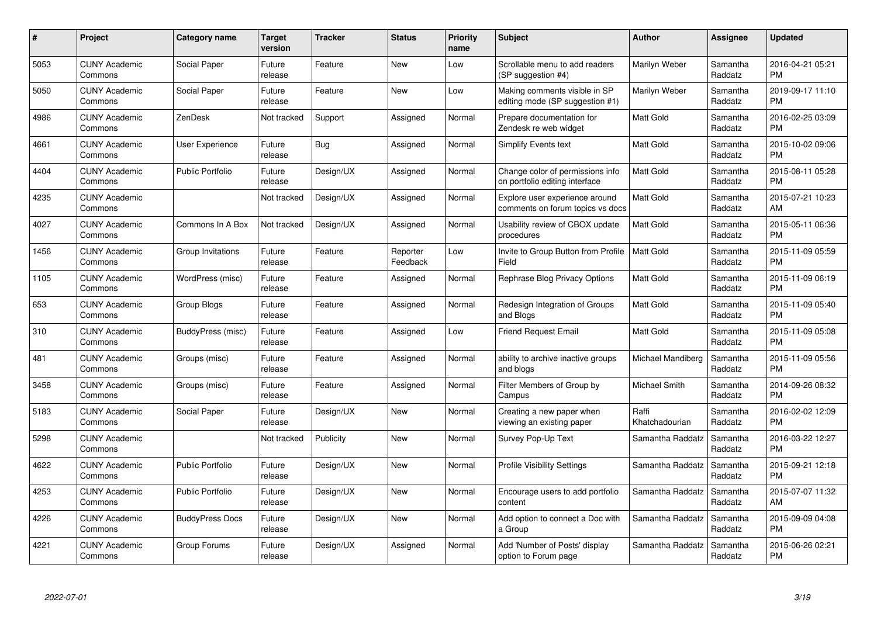| # | Project | Category name | Target version | Tracker | Status | Priority name | Subject | Author | Assignee | Updated |
|---|---|---|---|---|---|---|---|---|---|---|
| 5053 | CUNY Academic Commons | Social Paper | Future release | Feature | New | Low | Scrollable menu to add readers (SP suggestion #4) | Marilyn Weber | Samantha Raddatz | 2016-04-21 05:21 PM |
| 5050 | CUNY Academic Commons | Social Paper | Future release | Feature | New | Low | Making comments visible in SP editing mode (SP suggestion #1) | Marilyn Weber | Samantha Raddatz | 2019-09-17 11:10 PM |
| 4986 | CUNY Academic Commons | ZenDesk | Not tracked | Support | Assigned | Normal | Prepare documentation for Zendesk re web widget | Matt Gold | Samantha Raddatz | 2016-02-25 03:09 PM |
| 4661 | CUNY Academic Commons | User Experience | Future release | Bug | Assigned | Normal | Simplify Events text | Matt Gold | Samantha Raddatz | 2015-10-02 09:06 PM |
| 4404 | CUNY Academic Commons | Public Portfolio | Future release | Design/UX | Assigned | Normal | Change color of permissions info on portfolio editing interface | Matt Gold | Samantha Raddatz | 2015-08-11 05:28 PM |
| 4235 | CUNY Academic Commons | | Not tracked | Design/UX | Assigned | Normal | Explore user experience around comments on forum topics vs docs | Matt Gold | Samantha Raddatz | 2015-07-21 10:23 AM |
| 4027 | CUNY Academic Commons | Commons In A Box | Not tracked | Design/UX | Assigned | Normal | Usability review of CBOX update procedures | Matt Gold | Samantha Raddatz | 2015-05-11 06:36 PM |
| 1456 | CUNY Academic Commons | Group Invitations | Future release | Feature | Reporter Feedback | Low | Invite to Group Button from Profile Field | Matt Gold | Samantha Raddatz | 2015-11-09 05:59 PM |
| 1105 | CUNY Academic Commons | WordPress (misc) | Future release | Feature | Assigned | Normal | Rephrase Blog Privacy Options | Matt Gold | Samantha Raddatz | 2015-11-09 06:19 PM |
| 653 | CUNY Academic Commons | Group Blogs | Future release | Feature | Assigned | Normal | Redesign Integration of Groups and Blogs | Matt Gold | Samantha Raddatz | 2015-11-09 05:40 PM |
| 310 | CUNY Academic Commons | BuddyPress (misc) | Future release | Feature | Assigned | Low | Friend Request Email | Matt Gold | Samantha Raddatz | 2015-11-09 05:08 PM |
| 481 | CUNY Academic Commons | Groups (misc) | Future release | Feature | Assigned | Normal | ability to archive inactive groups and blogs | Michael Mandiberg | Samantha Raddatz | 2015-11-09 05:56 PM |
| 3458 | CUNY Academic Commons | Groups (misc) | Future release | Feature | Assigned | Normal | Filter Members of Group by Campus | Michael Smith | Samantha Raddatz | 2014-09-26 08:32 PM |
| 5183 | CUNY Academic Commons | Social Paper | Future release | Design/UX | New | Normal | Creating a new paper when viewing an existing paper | Raffi Khatchadourian | Samantha Raddatz | 2016-02-02 12:09 PM |
| 5298 | CUNY Academic Commons | | Not tracked | Publicity | New | Normal | Survey Pop-Up Text | Samantha Raddatz | Samantha Raddatz | 2016-03-22 12:27 PM |
| 4622 | CUNY Academic Commons | Public Portfolio | Future release | Design/UX | New | Normal | Profile Visibility Settings | Samantha Raddatz | Samantha Raddatz | 2015-09-21 12:18 PM |
| 4253 | CUNY Academic Commons | Public Portfolio | Future release | Design/UX | New | Normal | Encourage users to add portfolio content | Samantha Raddatz | Samantha Raddatz | 2015-07-07 11:32 AM |
| 4226 | CUNY Academic Commons | BuddyPress Docs | Future release | Design/UX | New | Normal | Add option to connect a Doc with a Group | Samantha Raddatz | Samantha Raddatz | 2015-09-09 04:08 PM |
| 4221 | CUNY Academic Commons | Group Forums | Future release | Design/UX | Assigned | Normal | Add 'Number of Posts' display option to Forum page | Samantha Raddatz | Samantha Raddatz | 2015-06-26 02:21 PM |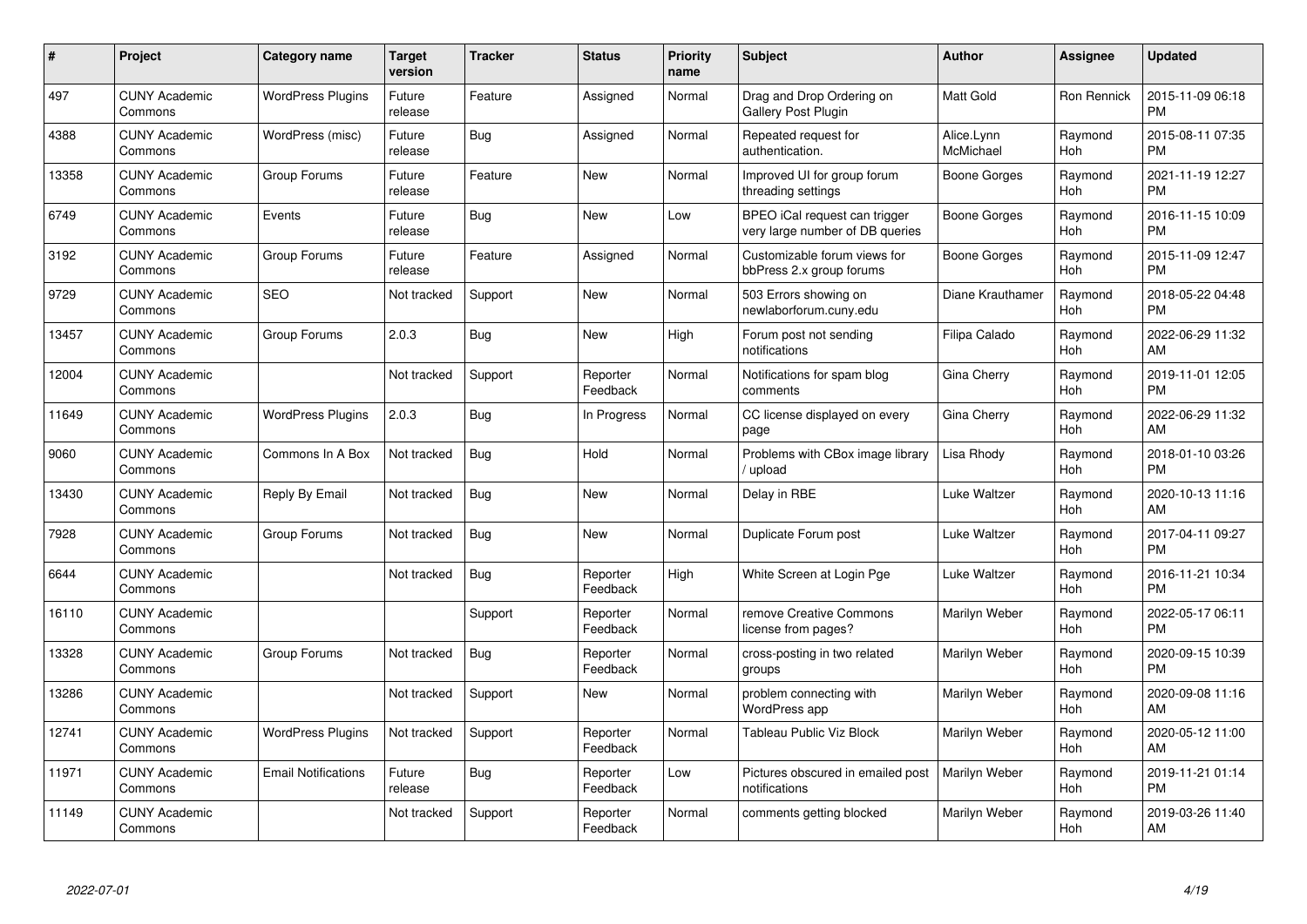| # | Project | Category name | Target version | Tracker | Status | Priority name | Subject | Author | Assignee | Updated |
|---|---|---|---|---|---|---|---|---|---|---|
| 497 | CUNY Academic Commons | WordPress Plugins | Future release | Feature | Assigned | Normal | Drag and Drop Ordering on Gallery Post Plugin | Matt Gold | Ron Rennick | 2015-11-09 06:18 PM |
| 4388 | CUNY Academic Commons | WordPress (misc) | Future release | Bug | Assigned | Normal | Repeated request for authentication. | Alice.Lynn McMichael | Raymond Hoh | 2015-08-11 07:35 PM |
| 13358 | CUNY Academic Commons | Group Forums | Future release | Feature | New | Normal | Improved UI for group forum threading settings | Boone Gorges | Raymond Hoh | 2021-11-19 12:27 PM |
| 6749 | CUNY Academic Commons | Events | Future release | Bug | New | Low | BPEO iCal request can trigger very large number of DB queries | Boone Gorges | Raymond Hoh | 2016-11-15 10:09 PM |
| 3192 | CUNY Academic Commons | Group Forums | Future release | Feature | Assigned | Normal | Customizable forum views for bbPress 2.x group forums | Boone Gorges | Raymond Hoh | 2015-11-09 12:47 PM |
| 9729 | CUNY Academic Commons | SEO | Not tracked | Support | New | Normal | 503 Errors showing on newlaborforum.cuny.edu | Diane Krauthamer | Raymond Hoh | 2018-05-22 04:48 PM |
| 13457 | CUNY Academic Commons | Group Forums | 2.0.3 | Bug | New | High | Forum post not sending notifications | Filipa Calado | Raymond Hoh | 2022-06-29 11:32 AM |
| 12004 | CUNY Academic Commons | | Not tracked | Support | Reporter Feedback | Normal | Notifications for spam blog comments | Gina Cherry | Raymond Hoh | 2019-11-01 12:05 PM |
| 11649 | CUNY Academic Commons | WordPress Plugins | 2.0.3 | Bug | In Progress | Normal | CC license displayed on every page | Gina Cherry | Raymond Hoh | 2022-06-29 11:32 AM |
| 9060 | CUNY Academic Commons | Commons In A Box | Not tracked | Bug | Hold | Normal | Problems with CBox image library / upload | Lisa Rhody | Raymond Hoh | 2018-01-10 03:26 PM |
| 13430 | CUNY Academic Commons | Reply By Email | Not tracked | Bug | New | Normal | Delay in RBE | Luke Waltzer | Raymond Hoh | 2020-10-13 11:16 AM |
| 7928 | CUNY Academic Commons | Group Forums | Not tracked | Bug | New | Normal | Duplicate Forum post | Luke Waltzer | Raymond Hoh | 2017-04-11 09:27 PM |
| 6644 | CUNY Academic Commons | | Not tracked | Bug | Reporter Feedback | High | White Screen at Login Pge | Luke Waltzer | Raymond Hoh | 2016-11-21 10:34 PM |
| 16110 | CUNY Academic Commons | | | Support | Reporter Feedback | Normal | remove Creative Commons license from pages? | Marilyn Weber | Raymond Hoh | 2022-05-17 06:11 PM |
| 13328 | CUNY Academic Commons | Group Forums | Not tracked | Bug | Reporter Feedback | Normal | cross-posting in two related groups | Marilyn Weber | Raymond Hoh | 2020-09-15 10:39 PM |
| 13286 | CUNY Academic Commons | | Not tracked | Support | New | Normal | problem connecting with WordPress app | Marilyn Weber | Raymond Hoh | 2020-09-08 11:16 AM |
| 12741 | CUNY Academic Commons | WordPress Plugins | Not tracked | Support | Reporter Feedback | Normal | Tableau Public Viz Block | Marilyn Weber | Raymond Hoh | 2020-05-12 11:00 AM |
| 11971 | CUNY Academic Commons | Email Notifications | Future release | Bug | Reporter Feedback | Low | Pictures obscured in emailed post notifications | Marilyn Weber | Raymond Hoh | 2019-11-21 01:14 PM |
| 11149 | CUNY Academic Commons | | Not tracked | Support | Reporter Feedback | Normal | comments getting blocked | Marilyn Weber | Raymond Hoh | 2019-03-26 11:40 AM |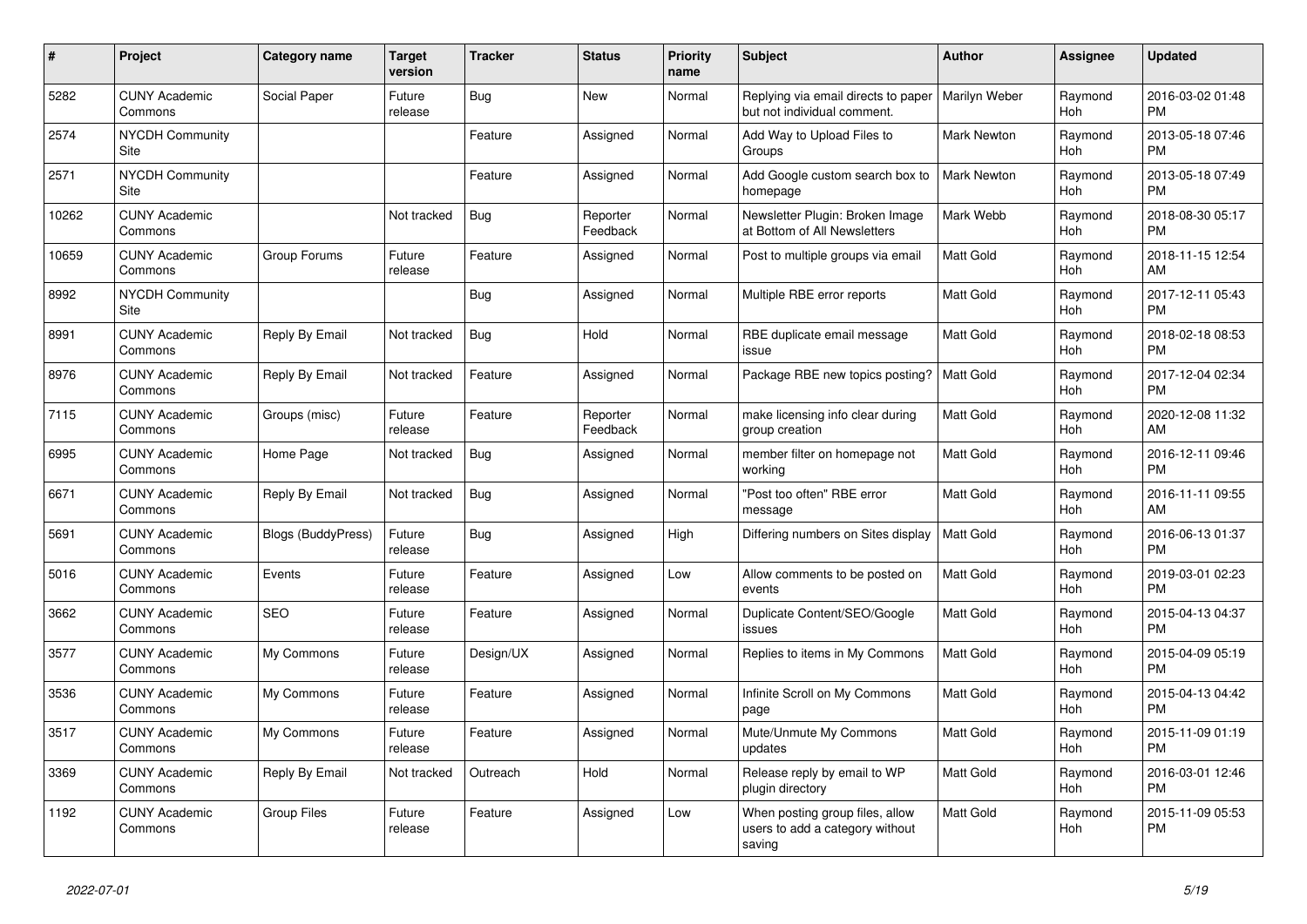| # | Project | Category name | Target version | Tracker | Status | Priority name | Subject | Author | Assignee | Updated |
|---|---|---|---|---|---|---|---|---|---|---|
| 5282 | CUNY Academic Commons | Social Paper | Future release | Bug | New | Normal | Replying via email directs to paper but not individual comment. | Marilyn Weber | Raymond Hoh | 2016-03-02 01:48 PM |
| 2574 | NYCDH Community Site | | | Feature | Assigned | Normal | Add Way to Upload Files to Groups | Mark Newton | Raymond Hoh | 2013-05-18 07:46 PM |
| 2571 | NYCDH Community Site | | | Feature | Assigned | Normal | Add Google custom search box to homepage | Mark Newton | Raymond Hoh | 2013-05-18 07:49 PM |
| 10262 | CUNY Academic Commons | | Not tracked | Bug | Reporter Feedback | Normal | Newsletter Plugin: Broken Image at Bottom of All Newsletters | Mark Webb | Raymond Hoh | 2018-08-30 05:17 PM |
| 10659 | CUNY Academic Commons | Group Forums | Future release | Feature | Assigned | Normal | Post to multiple groups via email | Matt Gold | Raymond Hoh | 2018-11-15 12:54 AM |
| 8992 | NYCDH Community Site | | | Bug | Assigned | Normal | Multiple RBE error reports | Matt Gold | Raymond Hoh | 2017-12-11 05:43 PM |
| 8991 | CUNY Academic Commons | Reply By Email | Not tracked | Bug | Hold | Normal | RBE duplicate email message issue | Matt Gold | Raymond Hoh | 2018-02-18 08:53 PM |
| 8976 | CUNY Academic Commons | Reply By Email | Not tracked | Feature | Assigned | Normal | Package RBE new topics posting? | Matt Gold | Raymond Hoh | 2017-12-04 02:34 PM |
| 7115 | CUNY Academic Commons | Groups (misc) | Future release | Feature | Reporter Feedback | Normal | make licensing info clear during group creation | Matt Gold | Raymond Hoh | 2020-12-08 11:32 AM |
| 6995 | CUNY Academic Commons | Home Page | Not tracked | Bug | Assigned | Normal | member filter on homepage not working | Matt Gold | Raymond Hoh | 2016-12-11 09:46 PM |
| 6671 | CUNY Academic Commons | Reply By Email | Not tracked | Bug | Assigned | Normal | "Post too often" RBE error message | Matt Gold | Raymond Hoh | 2016-11-11 09:55 AM |
| 5691 | CUNY Academic Commons | Blogs (BuddyPress) | Future release | Bug | Assigned | High | Differing numbers on Sites display | Matt Gold | Raymond Hoh | 2016-06-13 01:37 PM |
| 5016 | CUNY Academic Commons | Events | Future release | Feature | Assigned | Low | Allow comments to be posted on events | Matt Gold | Raymond Hoh | 2019-03-01 02:23 PM |
| 3662 | CUNY Academic Commons | SEO | Future release | Feature | Assigned | Normal | Duplicate Content/SEO/Google issues | Matt Gold | Raymond Hoh | 2015-04-13 04:37 PM |
| 3577 | CUNY Academic Commons | My Commons | Future release | Design/UX | Assigned | Normal | Replies to items in My Commons | Matt Gold | Raymond Hoh | 2015-04-09 05:19 PM |
| 3536 | CUNY Academic Commons | My Commons | Future release | Feature | Assigned | Normal | Infinite Scroll on My Commons page | Matt Gold | Raymond Hoh | 2015-04-13 04:42 PM |
| 3517 | CUNY Academic Commons | My Commons | Future release | Feature | Assigned | Normal | Mute/Unmute My Commons updates | Matt Gold | Raymond Hoh | 2015-11-09 01:19 PM |
| 3369 | CUNY Academic Commons | Reply By Email | Not tracked | Outreach | Hold | Normal | Release reply by email to WP plugin directory | Matt Gold | Raymond Hoh | 2016-03-01 12:46 PM |
| 1192 | CUNY Academic Commons | Group Files | Future release | Feature | Assigned | Low | When posting group files, allow users to add a category without saving | Matt Gold | Raymond Hoh | 2015-11-09 05:53 PM |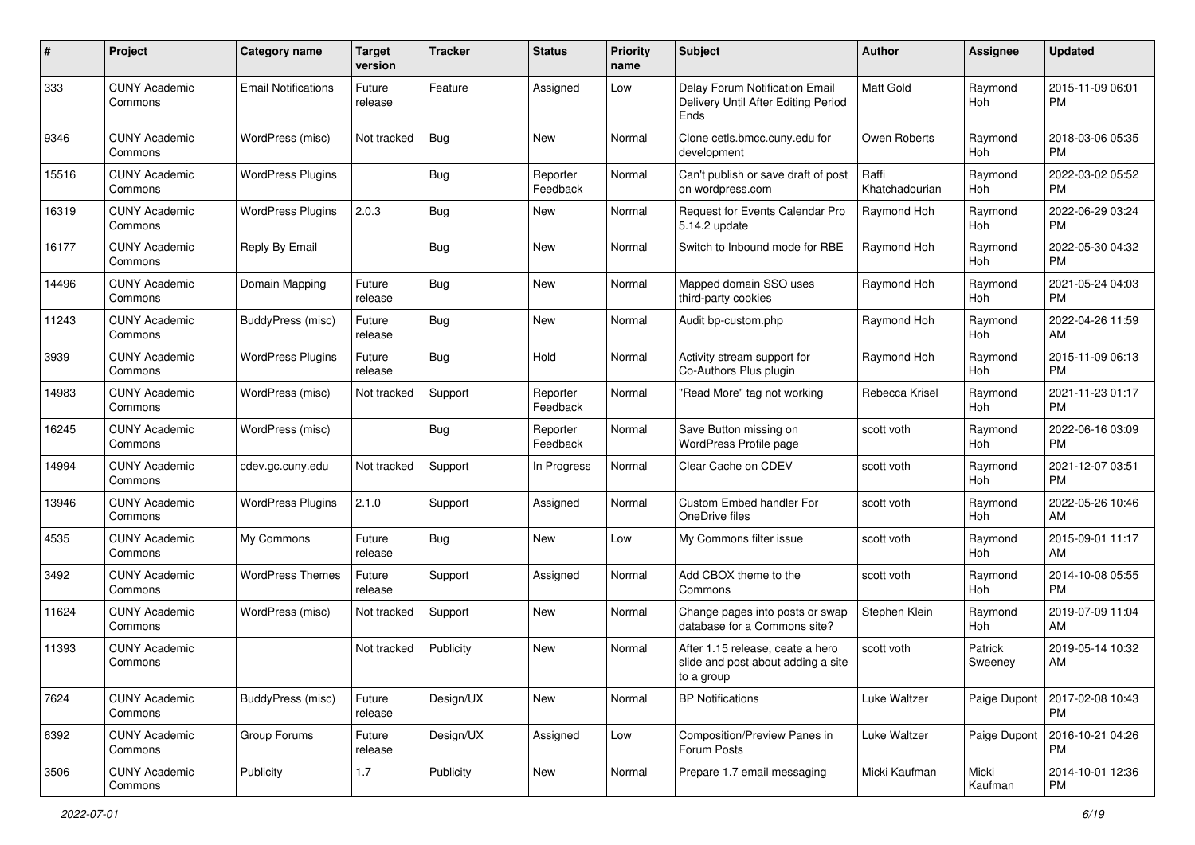| # | Project | Category name | Target version | Tracker | Status | Priority name | Subject | Author | Assignee | Updated |
|---|---|---|---|---|---|---|---|---|---|---|
| 333 | CUNY Academic Commons | Email Notifications | Future release | Feature | Assigned | Low | Delay Forum Notification Email Delivery Until After Editing Period Ends | Matt Gold | Raymond Hoh | 2015-11-09 06:01 PM |
| 9346 | CUNY Academic Commons | WordPress (misc) | Not tracked | Bug | New | Normal | Clone cetls.bmcc.cuny.edu for development | Owen Roberts | Raymond Hoh | 2018-03-06 05:35 PM |
| 15516 | CUNY Academic Commons | WordPress Plugins | | Bug | Reporter Feedback | Normal | Can't publish or save draft of post on wordpress.com | Raffi Khatchadourian | Raymond Hoh | 2022-03-02 05:52 PM |
| 16319 | CUNY Academic Commons | WordPress Plugins | 2.0.3 | Bug | New | Normal | Request for Events Calendar Pro 5.14.2 update | Raymond Hoh | Raymond Hoh | 2022-06-29 03:24 PM |
| 16177 | CUNY Academic Commons | Reply By Email | | Bug | New | Normal | Switch to Inbound mode for RBE | Raymond Hoh | Raymond Hoh | 2022-05-30 04:32 PM |
| 14496 | CUNY Academic Commons | Domain Mapping | Future release | Bug | New | Normal | Mapped domain SSO uses third-party cookies | Raymond Hoh | Raymond Hoh | 2021-05-24 04:03 PM |
| 11243 | CUNY Academic Commons | BuddyPress (misc) | Future release | Bug | New | Normal | Audit bp-custom.php | Raymond Hoh | Raymond Hoh | 2022-04-26 11:59 AM |
| 3939 | CUNY Academic Commons | WordPress Plugins | Future release | Bug | Hold | Normal | Activity stream support for Co-Authors Plus plugin | Raymond Hoh | Raymond Hoh | 2015-11-09 06:13 PM |
| 14983 | CUNY Academic Commons | WordPress (misc) | Not tracked | Support | Reporter Feedback | Normal | "Read More" tag not working | Rebecca Krisel | Raymond Hoh | 2021-11-23 01:17 PM |
| 16245 | CUNY Academic Commons | WordPress (misc) | | Bug | Reporter Feedback | Normal | Save Button missing on WordPress Profile page | scott voth | Raymond Hoh | 2022-06-16 03:09 PM |
| 14994 | CUNY Academic Commons | cdev.gc.cuny.edu | Not tracked | Support | In Progress | Normal | Clear Cache on CDEV | scott voth | Raymond Hoh | 2021-12-07 03:51 PM |
| 13946 | CUNY Academic Commons | WordPress Plugins | 2.1.0 | Support | Assigned | Normal | Custom Embed handler For OneDrive files | scott voth | Raymond Hoh | 2022-05-26 10:46 AM |
| 4535 | CUNY Academic Commons | My Commons | Future release | Bug | New | Low | My Commons filter issue | scott voth | Raymond Hoh | 2015-09-01 11:17 AM |
| 3492 | CUNY Academic Commons | WordPress Themes | Future release | Support | Assigned | Normal | Add CBOX theme to the Commons | scott voth | Raymond Hoh | 2014-10-08 05:55 PM |
| 11624 | CUNY Academic Commons | WordPress (misc) | Not tracked | Support | New | Normal | Change pages into posts or swap database for a Commons site? | Stephen Klein | Raymond Hoh | 2019-07-09 11:04 AM |
| 11393 | CUNY Academic Commons | | Not tracked | Publicity | New | Normal | After 1.15 release, ceate a hero slide and post about adding a site to a group | scott voth | Patrick Sweeney | 2019-05-14 10:32 AM |
| 7624 | CUNY Academic Commons | BuddyPress (misc) | Future release | Design/UX | New | Normal | BP Notifications | Luke Waltzer | Paige Dupont | 2017-02-08 10:43 PM |
| 6392 | CUNY Academic Commons | Group Forums | Future release | Design/UX | Assigned | Low | Composition/Preview Panes in Forum Posts | Luke Waltzer | Paige Dupont | 2016-10-21 04:26 PM |
| 3506 | CUNY Academic Commons | Publicity | 1.7 | Publicity | New | Normal | Prepare 1.7 email messaging | Micki Kaufman | Micki Kaufman | 2014-10-01 12:36 PM |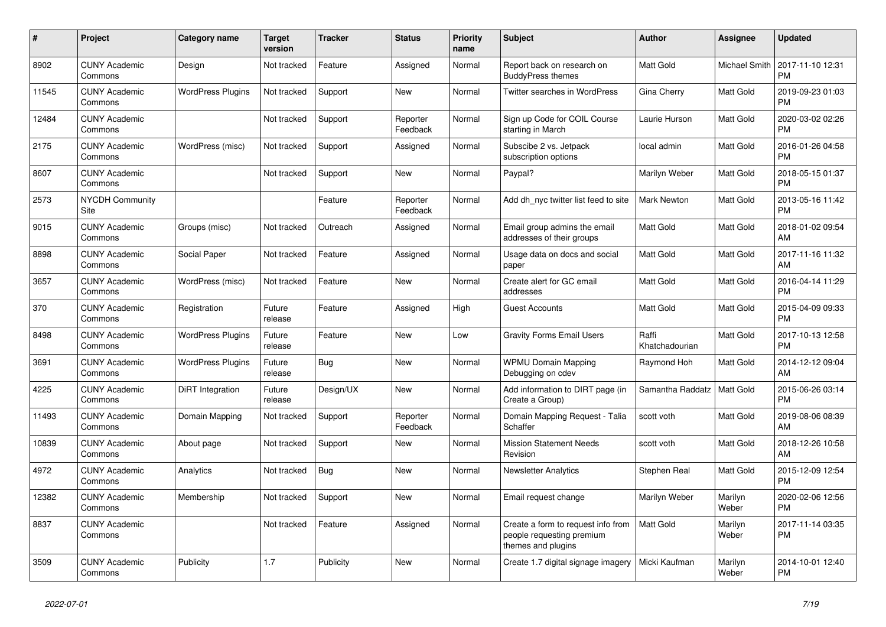| # | Project | Category name | Target version | Tracker | Status | Priority name | Subject | Author | Assignee | Updated |
|---|---|---|---|---|---|---|---|---|---|---|
| 8902 | CUNY Academic Commons | Design | Not tracked | Feature | Assigned | Normal | Report back on research on BuddyPress themes | Matt Gold | Michael Smith | 2017-11-10 12:31 PM |
| 11545 | CUNY Academic Commons | WordPress Plugins | Not tracked | Support | New | Normal | Twitter searches in WordPress | Gina Cherry | Matt Gold | 2019-09-23 01:03 PM |
| 12484 | CUNY Academic Commons | | Not tracked | Support | Reporter Feedback | Normal | Sign up Code for COIL Course starting in March | Laurie Hurson | Matt Gold | 2020-03-02 02:26 PM |
| 2175 | CUNY Academic Commons | WordPress (misc) | Not tracked | Support | Assigned | Normal | Subscibe 2 vs. Jetpack subscription options | local admin | Matt Gold | 2016-01-26 04:58 PM |
| 8607 | CUNY Academic Commons | | Not tracked | Support | New | Normal | Paypal? | Marilyn Weber | Matt Gold | 2018-05-15 01:37 PM |
| 2573 | NYCDH Community Site | | | Feature | Reporter Feedback | Normal | Add dh_nyc twitter list feed to site | Mark Newton | Matt Gold | 2013-05-16 11:42 PM |
| 9015 | CUNY Academic Commons | Groups (misc) | Not tracked | Outreach | Assigned | Normal | Email group admins the email addresses of their groups | Matt Gold | Matt Gold | 2018-01-02 09:54 AM |
| 8898 | CUNY Academic Commons | Social Paper | Not tracked | Feature | Assigned | Normal | Usage data on docs and social paper | Matt Gold | Matt Gold | 2017-11-16 11:32 AM |
| 3657 | CUNY Academic Commons | WordPress (misc) | Not tracked | Feature | New | Normal | Create alert for GC email addresses | Matt Gold | Matt Gold | 2016-04-14 11:29 PM |
| 370 | CUNY Academic Commons | Registration | Future release | Feature | Assigned | High | Guest Accounts | Matt Gold | Matt Gold | 2015-04-09 09:33 PM |
| 8498 | CUNY Academic Commons | WordPress Plugins | Future release | Feature | New | Low | Gravity Forms Email Users | Raffi Khatchadourian | Matt Gold | 2017-10-13 12:58 PM |
| 3691 | CUNY Academic Commons | WordPress Plugins | Future release | Bug | New | Normal | WPMU Domain Mapping Debugging on cdev | Raymond Hoh | Matt Gold | 2014-12-12 09:04 AM |
| 4225 | CUNY Academic Commons | DiRT Integration | Future release | Design/UX | New | Normal | Add information to DIRT page (in Create a Group) | Samantha Raddatz | Matt Gold | 2015-06-26 03:14 PM |
| 11493 | CUNY Academic Commons | Domain Mapping | Not tracked | Support | Reporter Feedback | Normal | Domain Mapping Request - Talia Schaffer | scott voth | Matt Gold | 2019-08-06 08:39 AM |
| 10839 | CUNY Academic Commons | About page | Not tracked | Support | New | Normal | Mission Statement Needs Revision | scott voth | Matt Gold | 2018-12-26 10:58 AM |
| 4972 | CUNY Academic Commons | Analytics | Not tracked | Bug | New | Normal | Newsletter Analytics | Stephen Real | Matt Gold | 2015-12-09 12:54 PM |
| 12382 | CUNY Academic Commons | Membership | Not tracked | Support | New | Normal | Email request change | Marilyn Weber | Marilyn Weber | 2020-02-06 12:56 PM |
| 8837 | CUNY Academic Commons | | Not tracked | Feature | Assigned | Normal | Create a form to request info from people requesting premium themes and plugins | Matt Gold | Marilyn Weber | 2017-11-14 03:35 PM |
| 3509 | CUNY Academic Commons | Publicity | 1.7 | Publicity | New | Normal | Create 1.7 digital signage imagery | Micki Kaufman | Marilyn Weber | 2014-10-01 12:40 PM |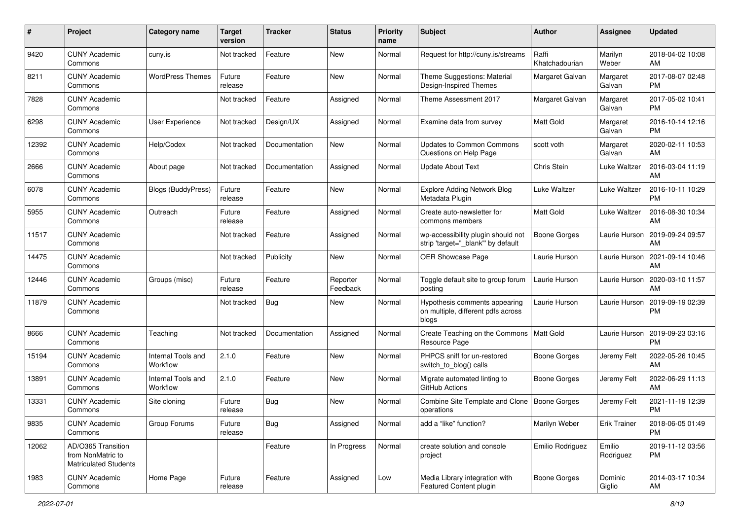| # | Project | Category name | Target version | Tracker | Status | Priority name | Subject | Author | Assignee | Updated |
|---|---|---|---|---|---|---|---|---|---|---|
| 9420 | CUNY Academic Commons | cuny.is | Not tracked | Feature | New | Normal | Request for http://cuny.is/streams | Raffi Khatchadourian | Marilyn Weber | 2018-04-02 10:08 AM |
| 8211 | CUNY Academic Commons | WordPress Themes | Future release | Feature | New | Normal | Theme Suggestions: Material Design-Inspired Themes | Margaret Galvan | Margaret Galvan | 2017-08-07 02:48 PM |
| 7828 | CUNY Academic Commons | | Not tracked | Feature | Assigned | Normal | Theme Assessment 2017 | Margaret Galvan | Margaret Galvan | 2017-05-02 10:41 PM |
| 6298 | CUNY Academic Commons | User Experience | Not tracked | Design/UX | Assigned | Normal | Examine data from survey | Matt Gold | Margaret Galvan | 2016-10-14 12:16 PM |
| 12392 | CUNY Academic Commons | Help/Codex | Not tracked | Documentation | New | Normal | Updates to Common Commons Questions on Help Page | scott voth | Margaret Galvan | 2020-02-11 10:53 AM |
| 2666 | CUNY Academic Commons | About page | Not tracked | Documentation | Assigned | Normal | Update About Text | Chris Stein | Luke Waltzer | 2016-03-04 11:19 AM |
| 6078 | CUNY Academic Commons | Blogs (BuddyPress) | Future release | Feature | New | Normal | Explore Adding Network Blog Metadata Plugin | Luke Waltzer | Luke Waltzer | 2016-10-11 10:29 PM |
| 5955 | CUNY Academic Commons | Outreach | Future release | Feature | Assigned | Normal | Create auto-newsletter for commons members | Matt Gold | Luke Waltzer | 2016-08-30 10:34 AM |
| 11517 | CUNY Academic Commons | | Not tracked | Feature | Assigned | Normal | wp-accessibility plugin should not strip 'target="_blank"' by default | Boone Gorges | Laurie Hurson | 2019-09-24 09:57 AM |
| 14475 | CUNY Academic Commons | | Not tracked | Publicity | New | Normal | OER Showcase Page | Laurie Hurson | Laurie Hurson | 2021-09-14 10:46 AM |
| 12446 | CUNY Academic Commons | Groups (misc) | Future release | Feature | Reporter Feedback | Normal | Toggle default site to group forum posting | Laurie Hurson | Laurie Hurson | 2020-03-10 11:57 AM |
| 11879 | CUNY Academic Commons | | Not tracked | Bug | New | Normal | Hypothesis comments appearing on multiple, different pdfs across blogs | Laurie Hurson | Laurie Hurson | 2019-09-19 02:39 PM |
| 8666 | CUNY Academic Commons | Teaching | Not tracked | Documentation | Assigned | Normal | Create Teaching on the Commons Resource Page | Matt Gold | Laurie Hurson | 2019-09-23 03:16 PM |
| 15194 | CUNY Academic Commons | Internal Tools and Workflow | 2.1.0 | Feature | New | Normal | PHPCS sniff for un-restored switch_to_blog() calls | Boone Gorges | Jeremy Felt | 2022-05-26 10:45 AM |
| 13891 | CUNY Academic Commons | Internal Tools and Workflow | 2.1.0 | Feature | New | Normal | Migrate automated linting to GitHub Actions | Boone Gorges | Jeremy Felt | 2022-06-29 11:13 AM |
| 13331 | CUNY Academic Commons | Site cloning | Future release | Bug | New | Normal | Combine Site Template and Clone operations | Boone Gorges | Jeremy Felt | 2021-11-19 12:39 PM |
| 9835 | CUNY Academic Commons | Group Forums | Future release | Bug | Assigned | Normal | add a "like" function? | Marilyn Weber | Erik Trainer | 2018-06-05 01:49 PM |
| 12062 | AD/O365 Transition from NonMatric to Matriculated Students | | | Feature | In Progress | Normal | create solution and console project | Emilio Rodriguez | Emilio Rodriguez | 2019-11-12 03:56 PM |
| 1983 | CUNY Academic Commons | Home Page | Future release | Feature | Assigned | Low | Media Library integration with Featured Content plugin | Boone Gorges | Dominic Giglio | 2014-03-17 10:34 AM |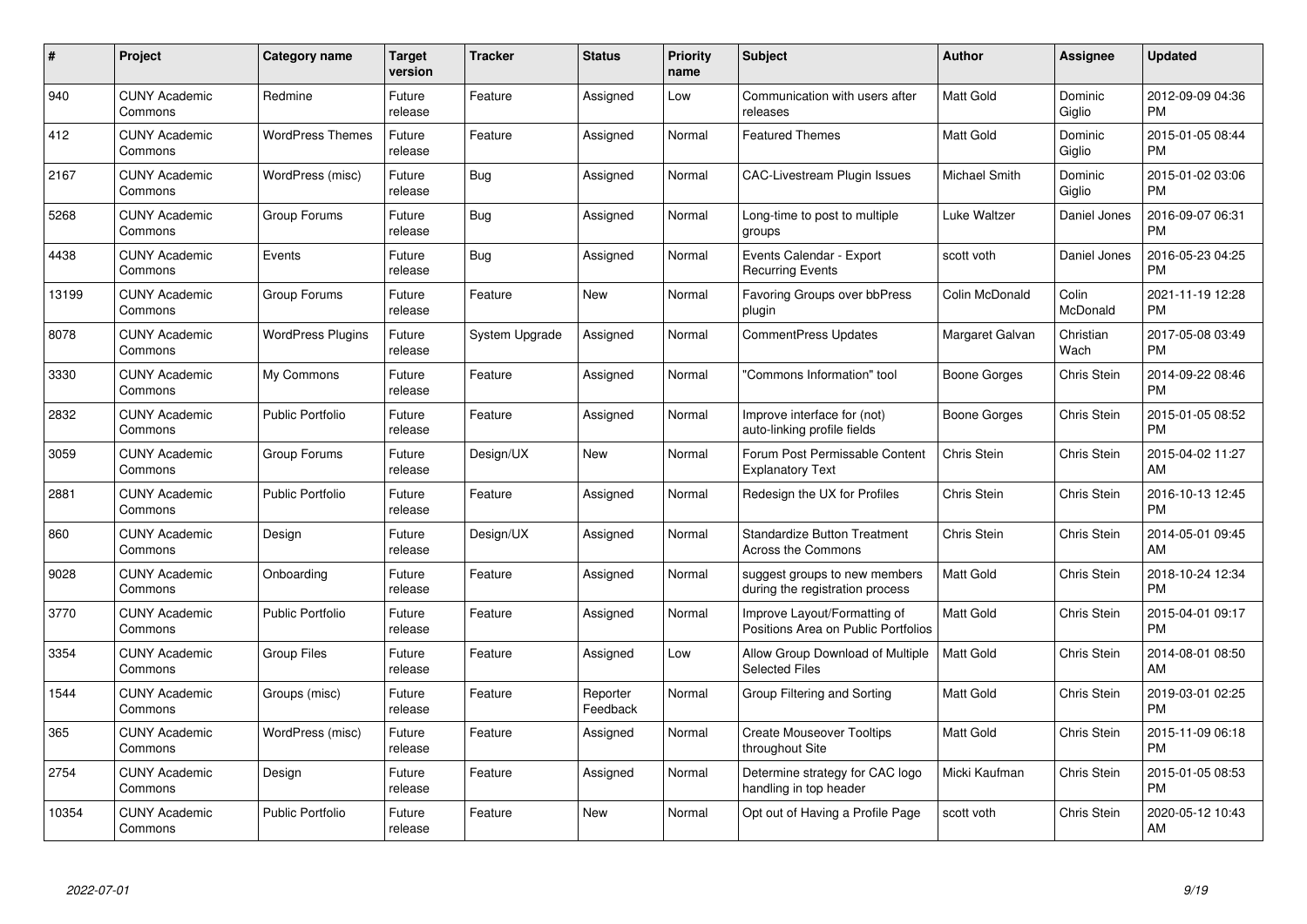| # | Project | Category name | Target version | Tracker | Status | Priority name | Subject | Author | Assignee | Updated |
|---|---|---|---|---|---|---|---|---|---|---|
| 940 | CUNY Academic Commons | Redmine | Future release | Feature | Assigned | Low | Communication with users after releases | Matt Gold | Dominic Giglio | 2012-09-09 04:36 PM |
| 412 | CUNY Academic Commons | WordPress Themes | Future release | Feature | Assigned | Normal | Featured Themes | Matt Gold | Dominic Giglio | 2015-01-05 08:44 PM |
| 2167 | CUNY Academic Commons | WordPress (misc) | Future release | Bug | Assigned | Normal | CAC-Livestream Plugin Issues | Michael Smith | Dominic Giglio | 2015-01-02 03:06 PM |
| 5268 | CUNY Academic Commons | Group Forums | Future release | Bug | Assigned | Normal | Long-time to post to multiple groups | Luke Waltzer | Daniel Jones | 2016-09-07 06:31 PM |
| 4438 | CUNY Academic Commons | Events | Future release | Bug | Assigned | Normal | Events Calendar - Export Recurring Events | scott voth | Daniel Jones | 2016-05-23 04:25 PM |
| 13199 | CUNY Academic Commons | Group Forums | Future release | Feature | New | Normal | Favoring Groups over bbPress plugin | Colin McDonald | Colin McDonald | 2021-11-19 12:28 PM |
| 8078 | CUNY Academic Commons | WordPress Plugins | Future release | System Upgrade | Assigned | Normal | CommentPress Updates | Margaret Galvan | Christian Wach | 2017-05-08 03:49 PM |
| 3330 | CUNY Academic Commons | My Commons | Future release | Feature | Assigned | Normal | "Commons Information" tool | Boone Gorges | Chris Stein | 2014-09-22 08:46 PM |
| 2832 | CUNY Academic Commons | Public Portfolio | Future release | Feature | Assigned | Normal | Improve interface for (not) auto-linking profile fields | Boone Gorges | Chris Stein | 2015-01-05 08:52 PM |
| 3059 | CUNY Academic Commons | Group Forums | Future release | Design/UX | New | Normal | Forum Post Permissable Content Explanatory Text | Chris Stein | Chris Stein | 2015-04-02 11:27 AM |
| 2881 | CUNY Academic Commons | Public Portfolio | Future release | Feature | Assigned | Normal | Redesign the UX for Profiles | Chris Stein | Chris Stein | 2016-10-13 12:45 PM |
| 860 | CUNY Academic Commons | Design | Future release | Design/UX | Assigned | Normal | Standardize Button Treatment Across the Commons | Chris Stein | Chris Stein | 2014-05-01 09:45 AM |
| 9028 | CUNY Academic Commons | Onboarding | Future release | Feature | Assigned | Normal | suggest groups to new members during the registration process | Matt Gold | Chris Stein | 2018-10-24 12:34 PM |
| 3770 | CUNY Academic Commons | Public Portfolio | Future release | Feature | Assigned | Normal | Improve Layout/Formatting of Positions Area on Public Portfolios | Matt Gold | Chris Stein | 2015-04-01 09:17 PM |
| 3354 | CUNY Academic Commons | Group Files | Future release | Feature | Assigned | Low | Allow Group Download of Multiple Selected Files | Matt Gold | Chris Stein | 2014-08-01 08:50 AM |
| 1544 | CUNY Academic Commons | Groups (misc) | Future release | Feature | Reporter Feedback | Normal | Group Filtering and Sorting | Matt Gold | Chris Stein | 2019-03-01 02:25 PM |
| 365 | CUNY Academic Commons | WordPress (misc) | Future release | Feature | Assigned | Normal | Create Mouseover Tooltips throughout Site | Matt Gold | Chris Stein | 2015-11-09 06:18 PM |
| 2754 | CUNY Academic Commons | Design | Future release | Feature | Assigned | Normal | Determine strategy for CAC logo handling in top header | Micki Kaufman | Chris Stein | 2015-01-05 08:53 PM |
| 10354 | CUNY Academic Commons | Public Portfolio | Future release | Feature | New | Normal | Opt out of Having a Profile Page | scott voth | Chris Stein | 2020-05-12 10:43 AM |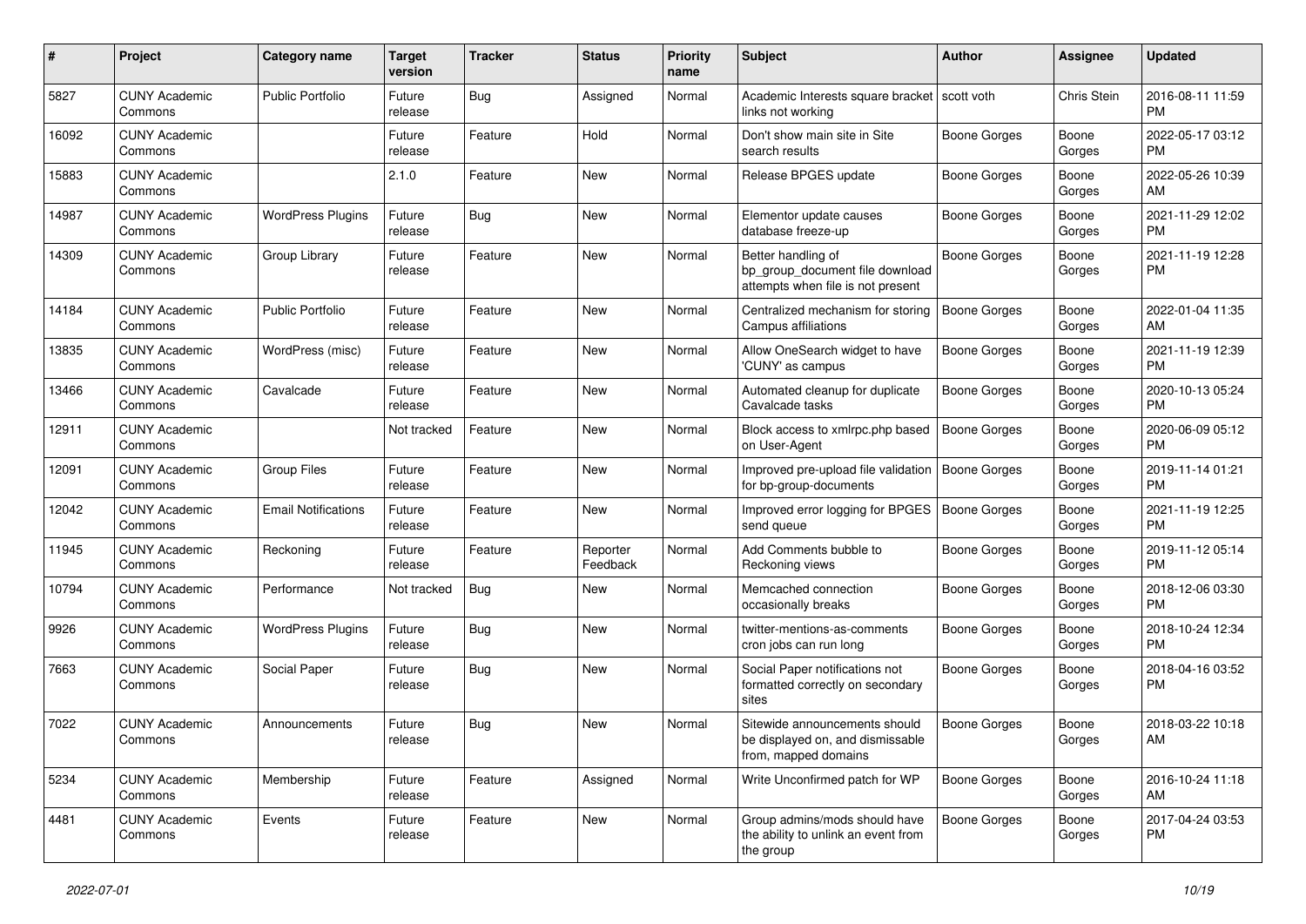| # | Project | Category name | Target version | Tracker | Status | Priority name | Subject | Author | Assignee | Updated |
|---|---|---|---|---|---|---|---|---|---|---|
| 5827 | CUNY Academic Commons | Public Portfolio | Future release | Bug | Assigned | Normal | Academic Interests square bracket links not working | scott voth | Chris Stein | 2016-08-11 11:59 PM |
| 16092 | CUNY Academic Commons | | Future release | Feature | Hold | Normal | Don't show main site in Site search results | Boone Gorges | Boone Gorges | 2022-05-17 03:12 PM |
| 15883 | CUNY Academic Commons | | 2.1.0 | Feature | New | Normal | Release BPGES update | Boone Gorges | Boone Gorges | 2022-05-26 10:39 AM |
| 14987 | CUNY Academic Commons | WordPress Plugins | Future release | Bug | New | Normal | Elementor update causes database freeze-up | Boone Gorges | Boone Gorges | 2021-11-29 12:02 PM |
| 14309 | CUNY Academic Commons | Group Library | Future release | Feature | New | Normal | Better handling of bp_group_document file download attempts when file is not present | Boone Gorges | Boone Gorges | 2021-11-19 12:28 PM |
| 14184 | CUNY Academic Commons | Public Portfolio | Future release | Feature | New | Normal | Centralized mechanism for storing Campus affiliations | Boone Gorges | Boone Gorges | 2022-01-04 11:35 AM |
| 13835 | CUNY Academic Commons | WordPress (misc) | Future release | Feature | New | Normal | Allow OneSearch widget to have 'CUNY' as campus | Boone Gorges | Boone Gorges | 2021-11-19 12:39 PM |
| 13466 | CUNY Academic Commons | Cavalcade | Future release | Feature | New | Normal | Automated cleanup for duplicate Cavalcade tasks | Boone Gorges | Boone Gorges | 2020-10-13 05:24 PM |
| 12911 | CUNY Academic Commons | | Not tracked | Feature | New | Normal | Block access to xmlrpc.php based on User-Agent | Boone Gorges | Boone Gorges | 2020-06-09 05:12 PM |
| 12091 | CUNY Academic Commons | Group Files | Future release | Feature | New | Normal | Improved pre-upload file validation for bp-group-documents | Boone Gorges | Boone Gorges | 2019-11-14 01:21 PM |
| 12042 | CUNY Academic Commons | Email Notifications | Future release | Feature | New | Normal | Improved error logging for BPGES send queue | Boone Gorges | Boone Gorges | 2021-11-19 12:25 PM |
| 11945 | CUNY Academic Commons | Reckoning | Future release | Feature | Reporter Feedback | Normal | Add Comments bubble to Reckoning views | Boone Gorges | Boone Gorges | 2019-11-12 05:14 PM |
| 10794 | CUNY Academic Commons | Performance | Not tracked | Bug | New | Normal | Memcached connection occasionally breaks | Boone Gorges | Boone Gorges | 2018-12-06 03:30 PM |
| 9926 | CUNY Academic Commons | WordPress Plugins | Future release | Bug | New | Normal | twitter-mentions-as-comments cron jobs can run long | Boone Gorges | Boone Gorges | 2018-10-24 12:34 PM |
| 7663 | CUNY Academic Commons | Social Paper | Future release | Bug | New | Normal | Social Paper notifications not formatted correctly on secondary sites | Boone Gorges | Boone Gorges | 2018-04-16 03:52 PM |
| 7022 | CUNY Academic Commons | Announcements | Future release | Bug | New | Normal | Sitewide announcements should be displayed on, and dismissable from, mapped domains | Boone Gorges | Boone Gorges | 2018-03-22 10:18 AM |
| 5234 | CUNY Academic Commons | Membership | Future release | Feature | Assigned | Normal | Write Unconfirmed patch for WP | Boone Gorges | Boone Gorges | 2016-10-24 11:18 AM |
| 4481 | CUNY Academic Commons | Events | Future release | Feature | New | Normal | Group admins/mods should have the ability to unlink an event from the group | Boone Gorges | Boone Gorges | 2017-04-24 03:53 PM |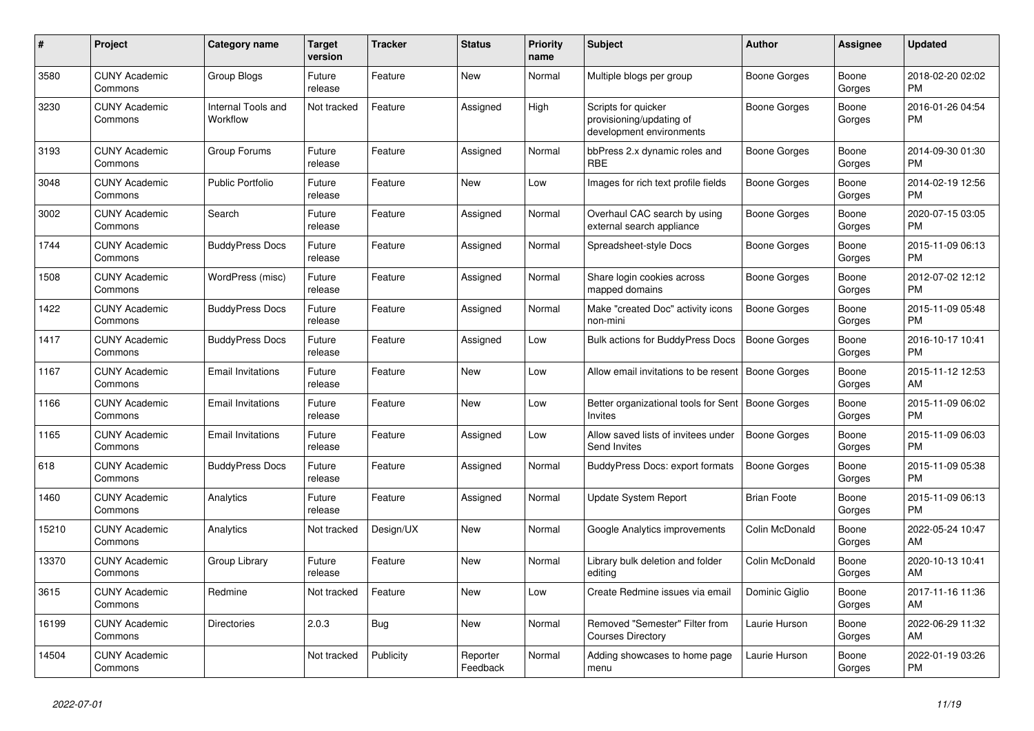| # | Project | Category name | Target version | Tracker | Status | Priority name | Subject | Author | Assignee | Updated |
|---|---|---|---|---|---|---|---|---|---|---|
| 3580 | CUNY Academic Commons | Group Blogs | Future release | Feature | New | Normal | Multiple blogs per group | Boone Gorges | Boone Gorges | 2018-02-20 02:02 PM |
| 3230 | CUNY Academic Commons | Internal Tools and Workflow | Not tracked | Feature | Assigned | High | Scripts for quicker provisioning/updating of development environments | Boone Gorges | Boone Gorges | 2016-01-26 04:54 PM |
| 3193 | CUNY Academic Commons | Group Forums | Future release | Feature | Assigned | Normal | bbPress 2.x dynamic roles and RBE | Boone Gorges | Boone Gorges | 2014-09-30 01:30 PM |
| 3048 | CUNY Academic Commons | Public Portfolio | Future release | Feature | New | Low | Images for rich text profile fields | Boone Gorges | Boone Gorges | 2014-02-19 12:56 PM |
| 3002 | CUNY Academic Commons | Search | Future release | Feature | Assigned | Normal | Overhaul CAC search by using external search appliance | Boone Gorges | Boone Gorges | 2020-07-15 03:05 PM |
| 1744 | CUNY Academic Commons | BuddyPress Docs | Future release | Feature | Assigned | Normal | Spreadsheet-style Docs | Boone Gorges | Boone Gorges | 2015-11-09 06:13 PM |
| 1508 | CUNY Academic Commons | WordPress (misc) | Future release | Feature | Assigned | Normal | Share login cookies across mapped domains | Boone Gorges | Boone Gorges | 2012-07-02 12:12 PM |
| 1422 | CUNY Academic Commons | BuddyPress Docs | Future release | Feature | Assigned | Normal | Make "created Doc" activity icons non-mini | Boone Gorges | Boone Gorges | 2015-11-09 05:48 PM |
| 1417 | CUNY Academic Commons | BuddyPress Docs | Future release | Feature | Assigned | Low | Bulk actions for BuddyPress Docs | Boone Gorges | Boone Gorges | 2016-10-17 10:41 PM |
| 1167 | CUNY Academic Commons | Email Invitations | Future release | Feature | New | Low | Allow email invitations to be resent | Boone Gorges | Boone Gorges | 2015-11-12 12:53 AM |
| 1166 | CUNY Academic Commons | Email Invitations | Future release | Feature | New | Low | Better organizational tools for Sent Invites | Boone Gorges | Boone Gorges | 2015-11-09 06:02 PM |
| 1165 | CUNY Academic Commons | Email Invitations | Future release | Feature | Assigned | Low | Allow saved lists of invitees under Send Invites | Boone Gorges | Boone Gorges | 2015-11-09 06:03 PM |
| 618 | CUNY Academic Commons | BuddyPress Docs | Future release | Feature | Assigned | Normal | BuddyPress Docs: export formats | Boone Gorges | Boone Gorges | 2015-11-09 05:38 PM |
| 1460 | CUNY Academic Commons | Analytics | Future release | Feature | Assigned | Normal | Update System Report | Brian Foote | Boone Gorges | 2015-11-09 06:13 PM |
| 15210 | CUNY Academic Commons | Analytics | Not tracked | Design/UX | New | Normal | Google Analytics improvements | Colin McDonald | Boone Gorges | 2022-05-24 10:47 AM |
| 13370 | CUNY Academic Commons | Group Library | Future release | Feature | New | Normal | Library bulk deletion and folder editing | Colin McDonald | Boone Gorges | 2020-10-13 10:41 AM |
| 3615 | CUNY Academic Commons | Redmine | Not tracked | Feature | New | Low | Create Redmine issues via email | Dominic Giglio | Boone Gorges | 2017-11-16 11:36 AM |
| 16199 | CUNY Academic Commons | Directories | 2.0.3 | Bug | New | Normal | Removed "Semester" Filter from Courses Directory | Laurie Hurson | Boone Gorges | 2022-06-29 11:32 AM |
| 14504 | CUNY Academic Commons | | Not tracked | Publicity | Reporter Feedback | Normal | Adding showcases to home page menu | Laurie Hurson | Boone Gorges | 2022-01-19 03:26 PM |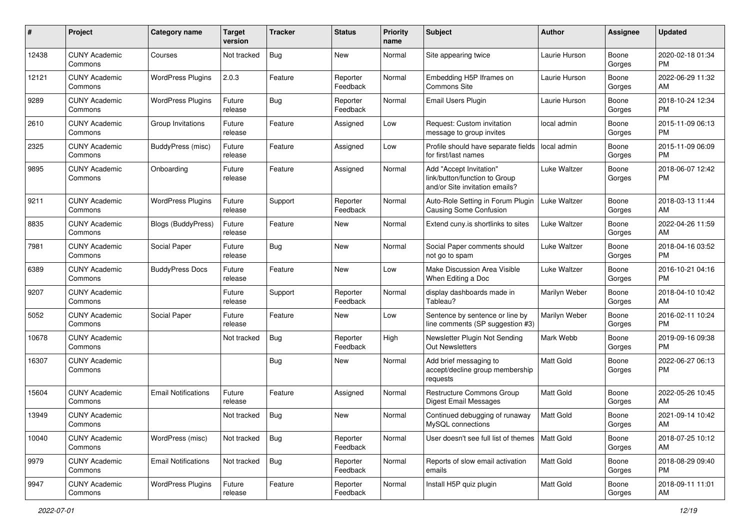| # | Project | Category name | Target version | Tracker | Status | Priority name | Subject | Author | Assignee | Updated |
|---|---|---|---|---|---|---|---|---|---|---|
| 12438 | CUNY Academic Commons | Courses | Not tracked | Bug | New | Normal | Site appearing twice | Laurie Hurson | Boone Gorges | 2020-02-18 01:34 PM |
| 12121 | CUNY Academic Commons | WordPress Plugins | 2.0.3 | Feature | Reporter Feedback | Normal | Embedding H5P Iframes on Commons Site | Laurie Hurson | Boone Gorges | 2022-06-29 11:32 AM |
| 9289 | CUNY Academic Commons | WordPress Plugins | Future release | Bug | Reporter Feedback | Normal | Email Users Plugin | Laurie Hurson | Boone Gorges | 2018-10-24 12:34 PM |
| 2610 | CUNY Academic Commons | Group Invitations | Future release | Feature | Assigned | Low | Request: Custom invitation message to group invites | local admin | Boone Gorges | 2015-11-09 06:13 PM |
| 2325 | CUNY Academic Commons | BuddyPress (misc) | Future release | Feature | Assigned | Low | Profile should have separate fields for first/last names | local admin | Boone Gorges | 2015-11-09 06:09 PM |
| 9895 | CUNY Academic Commons | Onboarding | Future release | Feature | Assigned | Normal | Add "Accept Invitation" link/button/function to Group and/or Site invitation emails? | Luke Waltzer | Boone Gorges | 2018-06-07 12:42 PM |
| 9211 | CUNY Academic Commons | WordPress Plugins | Future release | Support | Reporter Feedback | Normal | Auto-Role Setting in Forum Plugin Causing Some Confusion | Luke Waltzer | Boone Gorges | 2018-03-13 11:44 AM |
| 8835 | CUNY Academic Commons | Blogs (BuddyPress) | Future release | Feature | New | Normal | Extend cuny.is shortlinks to sites | Luke Waltzer | Boone Gorges | 2022-04-26 11:59 AM |
| 7981 | CUNY Academic Commons | Social Paper | Future release | Bug | New | Normal | Social Paper comments should not go to spam | Luke Waltzer | Boone Gorges | 2018-04-16 03:52 PM |
| 6389 | CUNY Academic Commons | BuddyPress Docs | Future release | Feature | New | Low | Make Discussion Area Visible When Editing a Doc | Luke Waltzer | Boone Gorges | 2016-10-21 04:16 PM |
| 9207 | CUNY Academic Commons | | Future release | Support | Reporter Feedback | Normal | display dashboards made in Tableau? | Marilyn Weber | Boone Gorges | 2018-04-10 10:42 AM |
| 5052 | CUNY Academic Commons | Social Paper | Future release | Feature | New | Low | Sentence by sentence or line by line comments (SP suggestion #3) | Marilyn Weber | Boone Gorges | 2016-02-11 10:24 PM |
| 10678 | CUNY Academic Commons | | Not tracked | Bug | Reporter Feedback | High | Newsletter Plugin Not Sending Out Newsletters | Mark Webb | Boone Gorges | 2019-09-16 09:38 PM |
| 16307 | CUNY Academic Commons | | | Bug | New | Normal | Add brief messaging to accept/decline group membership requests | Matt Gold | Boone Gorges | 2022-06-27 06:13 PM |
| 15604 | CUNY Academic Commons | Email Notifications | Future release | Feature | Assigned | Normal | Restructure Commons Group Digest Email Messages | Matt Gold | Boone Gorges | 2022-05-26 10:45 AM |
| 13949 | CUNY Academic Commons | | Not tracked | Bug | New | Normal | Continued debugging of runaway MySQL connections | Matt Gold | Boone Gorges | 2021-09-14 10:42 AM |
| 10040 | CUNY Academic Commons | WordPress (misc) | Not tracked | Bug | Reporter Feedback | Normal | User doesn't see full list of themes | Matt Gold | Boone Gorges | 2018-07-25 10:12 AM |
| 9979 | CUNY Academic Commons | Email Notifications | Not tracked | Bug | Reporter Feedback | Normal | Reports of slow email activation emails | Matt Gold | Boone Gorges | 2018-08-29 09:40 PM |
| 9947 | CUNY Academic Commons | WordPress Plugins | Future release | Feature | Reporter Feedback | Normal | Install H5P quiz plugin | Matt Gold | Boone Gorges | 2018-09-11 11:01 AM |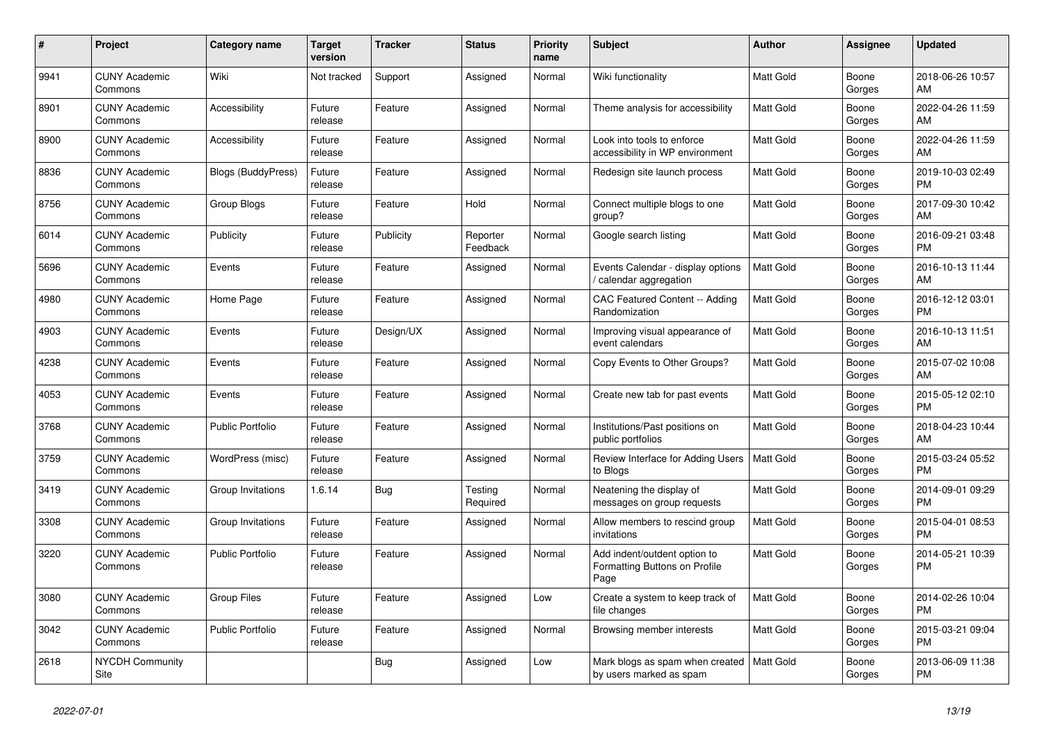| # | Project | Category name | Target version | Tracker | Status | Priority name | Subject | Author | Assignee | Updated |
|---|---|---|---|---|---|---|---|---|---|---|
| 9941 | CUNY Academic Commons | Wiki | Not tracked | Support | Assigned | Normal | Wiki functionality | Matt Gold | Boone Gorges | 2018-06-26 10:57 AM |
| 8901 | CUNY Academic Commons | Accessibility | Future release | Feature | Assigned | Normal | Theme analysis for accessibility | Matt Gold | Boone Gorges | 2022-04-26 11:59 AM |
| 8900 | CUNY Academic Commons | Accessibility | Future release | Feature | Assigned | Normal | Look into tools to enforce accessibility in WP environment | Matt Gold | Boone Gorges | 2022-04-26 11:59 AM |
| 8836 | CUNY Academic Commons | Blogs (BuddyPress) | Future release | Feature | Assigned | Normal | Redesign site launch process | Matt Gold | Boone Gorges | 2019-10-03 02:49 PM |
| 8756 | CUNY Academic Commons | Group Blogs | Future release | Feature | Hold | Normal | Connect multiple blogs to one group? | Matt Gold | Boone Gorges | 2017-09-30 10:42 AM |
| 6014 | CUNY Academic Commons | Publicity | Future release | Publicity | Reporter Feedback | Normal | Google search listing | Matt Gold | Boone Gorges | 2016-09-21 03:48 PM |
| 5696 | CUNY Academic Commons | Events | Future release | Feature | Assigned | Normal | Events Calendar - display options / calendar aggregation | Matt Gold | Boone Gorges | 2016-10-13 11:44 AM |
| 4980 | CUNY Academic Commons | Home Page | Future release | Feature | Assigned | Normal | CAC Featured Content -- Adding Randomization | Matt Gold | Boone Gorges | 2016-12-12 03:01 PM |
| 4903 | CUNY Academic Commons | Events | Future release | Design/UX | Assigned | Normal | Improving visual appearance of event calendars | Matt Gold | Boone Gorges | 2016-10-13 11:51 AM |
| 4238 | CUNY Academic Commons | Events | Future release | Feature | Assigned | Normal | Copy Events to Other Groups? | Matt Gold | Boone Gorges | 2015-07-02 10:08 AM |
| 4053 | CUNY Academic Commons | Events | Future release | Feature | Assigned | Normal | Create new tab for past events | Matt Gold | Boone Gorges | 2015-05-12 02:10 PM |
| 3768 | CUNY Academic Commons | Public Portfolio | Future release | Feature | Assigned | Normal | Institutions/Past positions on public portfolios | Matt Gold | Boone Gorges | 2018-04-23 10:44 AM |
| 3759 | CUNY Academic Commons | WordPress (misc) | Future release | Feature | Assigned | Normal | Review Interface for Adding Users to Blogs | Matt Gold | Boone Gorges | 2015-03-24 05:52 PM |
| 3419 | CUNY Academic Commons | Group Invitations | 1.6.14 | Bug | Testing Required | Normal | Neatening the display of messages on group requests | Matt Gold | Boone Gorges | 2014-09-01 09:29 PM |
| 3308 | CUNY Academic Commons | Group Invitations | Future release | Feature | Assigned | Normal | Allow members to rescind group invitations | Matt Gold | Boone Gorges | 2015-04-01 08:53 PM |
| 3220 | CUNY Academic Commons | Public Portfolio | Future release | Feature | Assigned | Normal | Add indent/outdent option to Formatting Buttons on Profile Page | Matt Gold | Boone Gorges | 2014-05-21 10:39 PM |
| 3080 | CUNY Academic Commons | Group Files | Future release | Feature | Assigned | Low | Create a system to keep track of file changes | Matt Gold | Boone Gorges | 2014-02-26 10:04 PM |
| 3042 | CUNY Academic Commons | Public Portfolio | Future release | Feature | Assigned | Normal | Browsing member interests | Matt Gold | Boone Gorges | 2015-03-21 09:04 PM |
| 2618 | NYCDH Community Site | | | Bug | Assigned | Low | Mark blogs as spam when created by users marked as spam | Matt Gold | Boone Gorges | 2013-06-09 11:38 PM |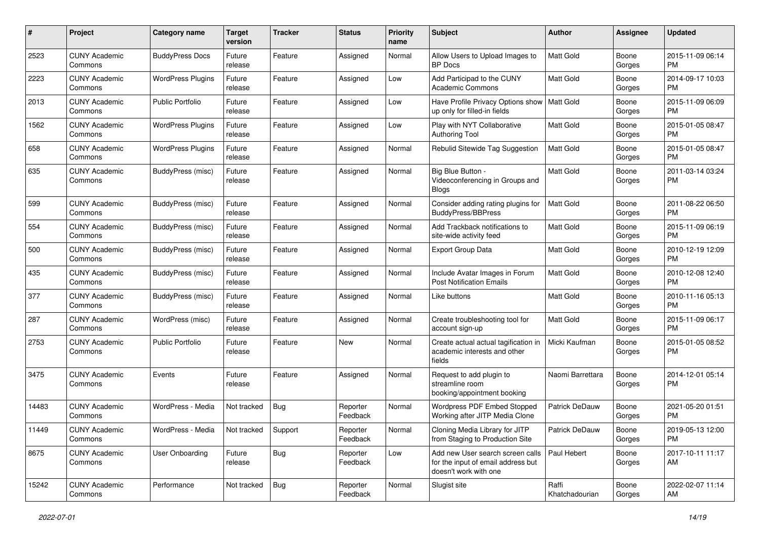| # | Project | Category name | Target version | Tracker | Status | Priority name | Subject | Author | Assignee | Updated |
|---|---|---|---|---|---|---|---|---|---|---|
| 2523 | CUNY Academic Commons | BuddyPress Docs | Future release | Feature | Assigned | Normal | Allow Users to Upload Images to BP Docs | Matt Gold | Boone Gorges | 2015-11-09 06:14 PM |
| 2223 | CUNY Academic Commons | WordPress Plugins | Future release | Feature | Assigned | Low | Add Participad to the CUNY Academic Commons | Matt Gold | Boone Gorges | 2014-09-17 10:03 PM |
| 2013 | CUNY Academic Commons | Public Portfolio | Future release | Feature | Assigned | Low | Have Profile Privacy Options show up only for filled-in fields | Matt Gold | Boone Gorges | 2015-11-09 06:09 PM |
| 1562 | CUNY Academic Commons | WordPress Plugins | Future release | Feature | Assigned | Low | Play with NYT Collaborative Authoring Tool | Matt Gold | Boone Gorges | 2015-01-05 08:47 PM |
| 658 | CUNY Academic Commons | WordPress Plugins | Future release | Feature | Assigned | Normal | Rebulid Sitewide Tag Suggestion | Matt Gold | Boone Gorges | 2015-01-05 08:47 PM |
| 635 | CUNY Academic Commons | BuddyPress (misc) | Future release | Feature | Assigned | Normal | Big Blue Button - Videoconferencing in Groups and Blogs | Matt Gold | Boone Gorges | 2011-03-14 03:24 PM |
| 599 | CUNY Academic Commons | BuddyPress (misc) | Future release | Feature | Assigned | Normal | Consider adding rating plugins for BuddyPress/BBPress | Matt Gold | Boone Gorges | 2011-08-22 06:50 PM |
| 554 | CUNY Academic Commons | BuddyPress (misc) | Future release | Feature | Assigned | Normal | Add Trackback notifications to site-wide activity feed | Matt Gold | Boone Gorges | 2015-11-09 06:19 PM |
| 500 | CUNY Academic Commons | BuddyPress (misc) | Future release | Feature | Assigned | Normal | Export Group Data | Matt Gold | Boone Gorges | 2010-12-19 12:09 PM |
| 435 | CUNY Academic Commons | BuddyPress (misc) | Future release | Feature | Assigned | Normal | Include Avatar Images in Forum Post Notification Emails | Matt Gold | Boone Gorges | 2010-12-08 12:40 PM |
| 377 | CUNY Academic Commons | BuddyPress (misc) | Future release | Feature | Assigned | Normal | Like buttons | Matt Gold | Boone Gorges | 2010-11-16 05:13 PM |
| 287 | CUNY Academic Commons | WordPress (misc) | Future release | Feature | Assigned | Normal | Create troubleshooting tool for account sign-up | Matt Gold | Boone Gorges | 2015-11-09 06:17 PM |
| 2753 | CUNY Academic Commons | Public Portfolio | Future release | Feature | New | Normal | Create actual actual tagification in academic interests and other fields | Micki Kaufman | Boone Gorges | 2015-01-05 08:52 PM |
| 3475 | CUNY Academic Commons | Events | Future release | Feature | Assigned | Normal | Request to add plugin to streamline room booking/appointment booking | Naomi Barrettara | Boone Gorges | 2014-12-01 05:14 PM |
| 14483 | CUNY Academic Commons | WordPress - Media | Not tracked | Bug | Reporter Feedback | Normal | Wordpress PDF Embed Stopped Working after JITP Media Clone | Patrick DeDauw | Boone Gorges | 2021-05-20 01:51 PM |
| 11449 | CUNY Academic Commons | WordPress - Media | Not tracked | Support | Reporter Feedback | Normal | Cloning Media Library for JITP from Staging to Production Site | Patrick DeDauw | Boone Gorges | 2019-05-13 12:00 PM |
| 8675 | CUNY Academic Commons | User Onboarding | Future release | Bug | Reporter Feedback | Low | Add new User search screen calls for the input of email address but doesn't work with one | Paul Hebert | Boone Gorges | 2017-10-11 11:17 AM |
| 15242 | CUNY Academic Commons | Performance | Not tracked | Bug | Reporter Feedback | Normal | Slugist site | Raffi Khatchadourian | Boone Gorges | 2022-02-07 11:14 AM |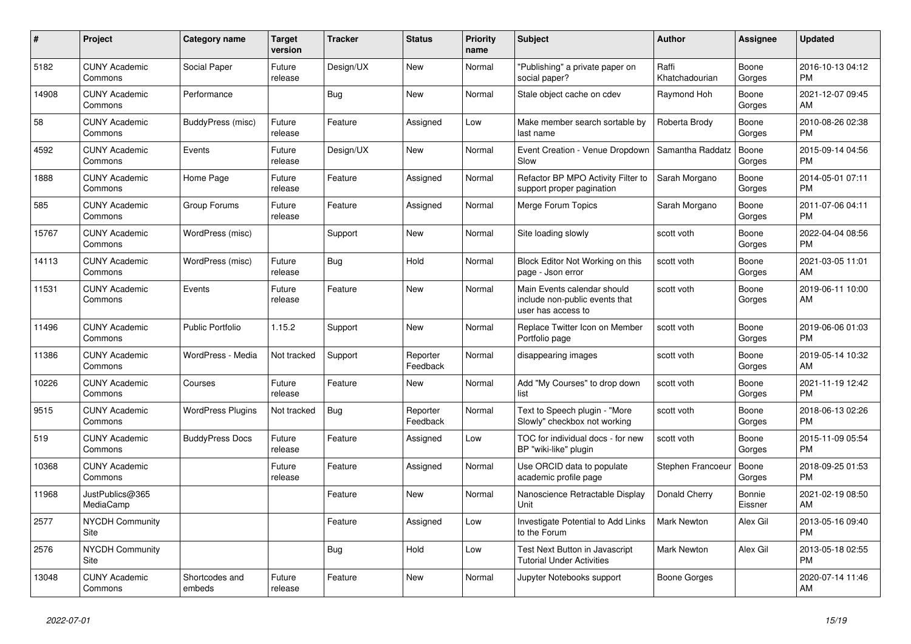| # | Project | Category name | Target version | Tracker | Status | Priority name | Subject | Author | Assignee | Updated |
|---|---|---|---|---|---|---|---|---|---|---|
| 5182 | CUNY Academic Commons | Social Paper | Future release | Design/UX | New | Normal | "Publishing" a private paper on social paper? | Raffi Khatchadourian | Boone Gorges | 2016-10-13 04:12 PM |
| 14908 | CUNY Academic Commons | Performance | | Bug | New | Normal | Stale object cache on cdev | Raymond Hoh | Boone Gorges | 2021-12-07 09:45 AM |
| 58 | CUNY Academic Commons | BuddyPress (misc) | Future release | Feature | Assigned | Low | Make member search sortable by last name | Roberta Brody | Boone Gorges | 2010-08-26 02:38 PM |
| 4592 | CUNY Academic Commons | Events | Future release | Design/UX | New | Normal | Event Creation - Venue Dropdown Slow | Samantha Raddatz | Boone Gorges | 2015-09-14 04:56 PM |
| 1888 | CUNY Academic Commons | Home Page | Future release | Feature | Assigned | Normal | Refactor BP MPO Activity Filter to support proper pagination | Sarah Morgano | Boone Gorges | 2014-05-01 07:11 PM |
| 585 | CUNY Academic Commons | Group Forums | Future release | Feature | Assigned | Normal | Merge Forum Topics | Sarah Morgano | Boone Gorges | 2011-07-06 04:11 PM |
| 15767 | CUNY Academic Commons | WordPress (misc) | | Support | New | Normal | Site loading slowly | scott voth | Boone Gorges | 2022-04-04 08:56 PM |
| 14113 | CUNY Academic Commons | WordPress (misc) | Future release | Bug | Hold | Normal | Block Editor Not Working on this page - Json error | scott voth | Boone Gorges | 2021-03-05 11:01 AM |
| 11531 | CUNY Academic Commons | Events | Future release | Feature | New | Normal | Main Events calendar should include non-public events that user has access to | scott voth | Boone Gorges | 2019-06-11 10:00 AM |
| 11496 | CUNY Academic Commons | Public Portfolio | 1.15.2 | Support | New | Normal | Replace Twitter Icon on Member Portfolio page | scott voth | Boone Gorges | 2019-06-06 01:03 PM |
| 11386 | CUNY Academic Commons | WordPress - Media | Not tracked | Support | Reporter Feedback | Normal | disappearing images | scott voth | Boone Gorges | 2019-05-14 10:32 AM |
| 10226 | CUNY Academic Commons | Courses | Future release | Feature | New | Normal | Add "My Courses" to drop down list | scott voth | Boone Gorges | 2021-11-19 12:42 PM |
| 9515 | CUNY Academic Commons | WordPress Plugins | Not tracked | Bug | Reporter Feedback | Normal | Text to Speech plugin - "More Slowly" checkbox not working | scott voth | Boone Gorges | 2018-06-13 02:26 PM |
| 519 | CUNY Academic Commons | BuddyPress Docs | Future release | Feature | Assigned | Low | TOC for individual docs - for new BP "wiki-like" plugin | scott voth | Boone Gorges | 2015-11-09 05:54 PM |
| 10368 | CUNY Academic Commons | | Future release | Feature | Assigned | Normal | Use ORCID data to populate academic profile page | Stephen Francoeur | Boone Gorges | 2018-09-25 01:53 PM |
| 11968 | JustPublics@365 MediaCamp | | | Feature | New | Normal | Nanoscience Retractable Display Unit | Donald Cherry | Bonnie Eissner | 2021-02-19 08:50 AM |
| 2577 | NYCDH Community Site | | | Feature | Assigned | Low | Investigate Potential to Add Links to the Forum | Mark Newton | Alex Gil | 2013-05-16 09:40 PM |
| 2576 | NYCDH Community Site | | | Bug | Hold | Low | Test Next Button in Javascript Tutorial Under Activities | Mark Newton | Alex Gil | 2013-05-18 02:55 PM |
| 13048 | CUNY Academic Commons | Shortcodes and embeds | Future release | Feature | New | Normal | Jupyter Notebooks support | Boone Gorges | | 2020-07-14 11:46 AM |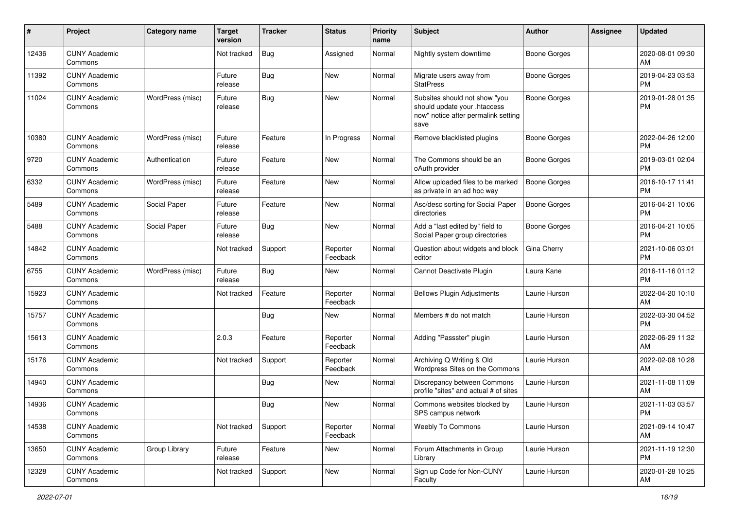| # | Project | Category name | Target version | Tracker | Status | Priority name | Subject | Author | Assignee | Updated |
|---|---|---|---|---|---|---|---|---|---|---|
| 12436 | CUNY Academic Commons | | Not tracked | Bug | Assigned | Normal | Nightly system downtime | Boone Gorges | | 2020-08-01 09:30 AM |
| 11392 | CUNY Academic Commons | | Future release | Bug | New | Normal | Migrate users away from StatPress | Boone Gorges | | 2019-04-23 03:53 PM |
| 11024 | CUNY Academic Commons | WordPress (misc) | Future release | Bug | New | Normal | Subsites should not show "you should update your .htaccess now" notice after permalink setting save | Boone Gorges | | 2019-01-28 01:35 PM |
| 10380 | CUNY Academic Commons | WordPress (misc) | Future release | Feature | In Progress | Normal | Remove blacklisted plugins | Boone Gorges | | 2022-04-26 12:00 PM |
| 9720 | CUNY Academic Commons | Authentication | Future release | Feature | New | Normal | The Commons should be an oAuth provider | Boone Gorges | | 2019-03-01 02:04 PM |
| 6332 | CUNY Academic Commons | WordPress (misc) | Future release | Feature | New | Normal | Allow uploaded files to be marked as private in an ad hoc way | Boone Gorges | | 2016-10-17 11:41 PM |
| 5489 | CUNY Academic Commons | Social Paper | Future release | Feature | New | Normal | Asc/desc sorting for Social Paper directories | Boone Gorges | | 2016-04-21 10:06 PM |
| 5488 | CUNY Academic Commons | Social Paper | Future release | Bug | New | Normal | Add a "last edited by" field to Social Paper group directories | Boone Gorges | | 2016-04-21 10:05 PM |
| 14842 | CUNY Academic Commons | | Not tracked | Support | Reporter Feedback | Normal | Question about widgets and block editor | Gina Cherry | | 2021-10-06 03:01 PM |
| 6755 | CUNY Academic Commons | WordPress (misc) | Future release | Bug | New | Normal | Cannot Deactivate Plugin | Laura Kane | | 2016-11-16 01:12 PM |
| 15923 | CUNY Academic Commons | | Not tracked | Feature | Reporter Feedback | Normal | Bellows Plugin Adjustments | Laurie Hurson | | 2022-04-20 10:10 AM |
| 15757 | CUNY Academic Commons | | | Bug | New | Normal | Members # do not match | Laurie Hurson | | 2022-03-30 04:52 PM |
| 15613 | CUNY Academic Commons | | 2.0.3 | Feature | Reporter Feedback | Normal | Adding "Passster" plugin | Laurie Hurson | | 2022-06-29 11:32 AM |
| 15176 | CUNY Academic Commons | | Not tracked | Support | Reporter Feedback | Normal | Archiving Q Writing & Old Wordpress Sites on the Commons | Laurie Hurson | | 2022-02-08 10:28 AM |
| 14940 | CUNY Academic Commons | | | Bug | New | Normal | Discrepancy between Commons profile "sites" and actual # of sites | Laurie Hurson | | 2021-11-08 11:09 AM |
| 14936 | CUNY Academic Commons | | | Bug | New | Normal | Commons websites blocked by SPS campus network | Laurie Hurson | | 2021-11-03 03:57 PM |
| 14538 | CUNY Academic Commons | | Not tracked | Support | Reporter Feedback | Normal | Weebly To Commons | Laurie Hurson | | 2021-09-14 10:47 AM |
| 13650 | CUNY Academic Commons | Group Library | Future release | Feature | New | Normal | Forum Attachments in Group Library | Laurie Hurson | | 2021-11-19 12:30 PM |
| 12328 | CUNY Academic Commons | | Not tracked | Support | New | Normal | Sign up Code for Non-CUNY Faculty | Laurie Hurson | | 2020-01-28 10:25 AM |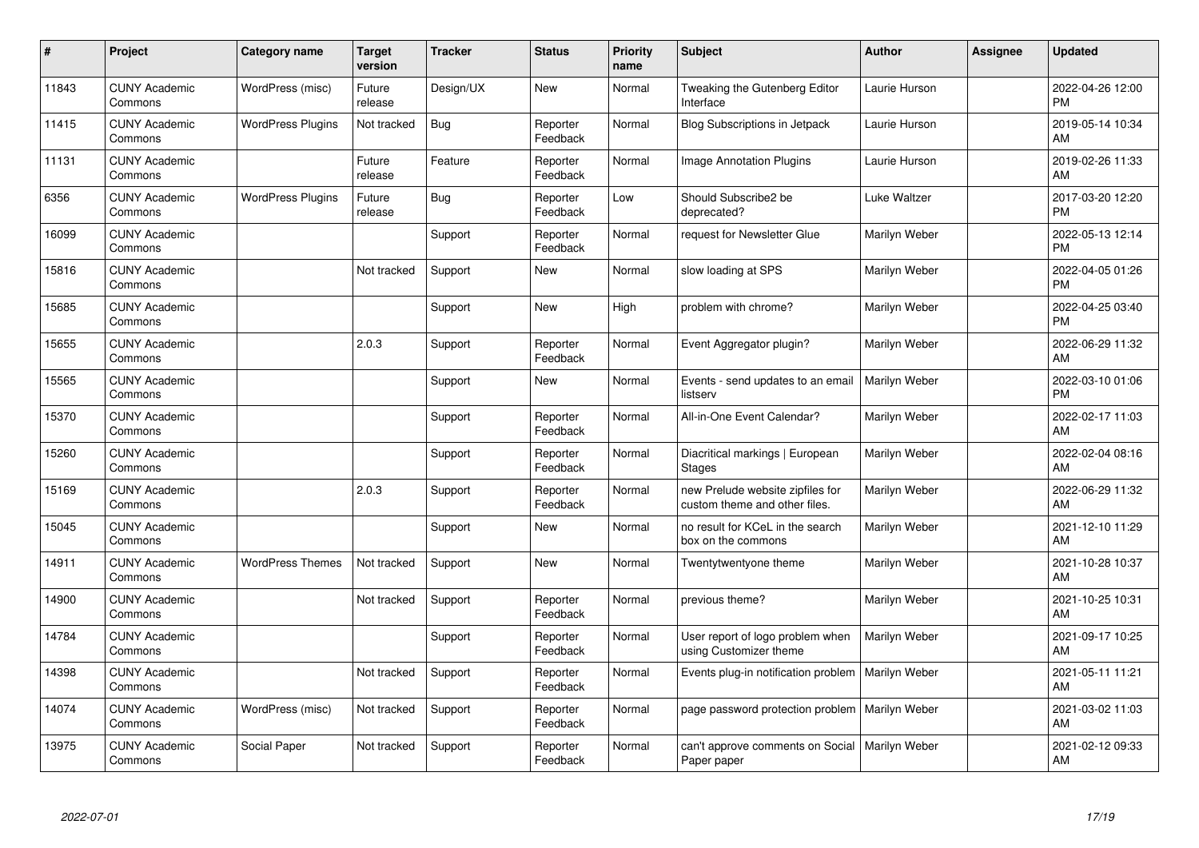| # | Project | Category name | Target version | Tracker | Status | Priority name | Subject | Author | Assignee | Updated |
|---|---|---|---|---|---|---|---|---|---|---|
| 11843 | CUNY Academic Commons | WordPress (misc) | Future release | Design/UX | New | Normal | Tweaking the Gutenberg Editor Interface | Laurie Hurson | | 2022-04-26 12:00 PM |
| 11415 | CUNY Academic Commons | WordPress Plugins | Not tracked | Bug | Reporter Feedback | Normal | Blog Subscriptions in Jetpack | Laurie Hurson | | 2019-05-14 10:34 AM |
| 11131 | CUNY Academic Commons | | Future release | Feature | Reporter Feedback | Normal | Image Annotation Plugins | Laurie Hurson | | 2019-02-26 11:33 AM |
| 6356 | CUNY Academic Commons | WordPress Plugins | Future release | Bug | Reporter Feedback | Low | Should Subscribe2 be deprecated? | Luke Waltzer | | 2017-03-20 12:20 PM |
| 16099 | CUNY Academic Commons | | | Support | Reporter Feedback | Normal | request for Newsletter Glue | Marilyn Weber | | 2022-05-13 12:14 PM |
| 15816 | CUNY Academic Commons | | Not tracked | Support | New | Normal | slow loading at SPS | Marilyn Weber | | 2022-04-05 01:26 PM |
| 15685 | CUNY Academic Commons | | | Support | New | High | problem with chrome? | Marilyn Weber | | 2022-04-25 03:40 PM |
| 15655 | CUNY Academic Commons | | 2.0.3 | Support | Reporter Feedback | Normal | Event Aggregator plugin? | Marilyn Weber | | 2022-06-29 11:32 AM |
| 15565 | CUNY Academic Commons | | | Support | New | Normal | Events - send updates to an email listserv | Marilyn Weber | | 2022-03-10 01:06 PM |
| 15370 | CUNY Academic Commons | | | Support | Reporter Feedback | Normal | All-in-One Event Calendar? | Marilyn Weber | | 2022-02-17 11:03 AM |
| 15260 | CUNY Academic Commons | | | Support | Reporter Feedback | Normal | Diacritical markings \| European Stages | Marilyn Weber | | 2022-02-04 08:16 AM |
| 15169 | CUNY Academic Commons | | 2.0.3 | Support | Reporter Feedback | Normal | new Prelude website zipfiles for custom theme and other files. | Marilyn Weber | | 2022-06-29 11:32 AM |
| 15045 | CUNY Academic Commons | | | Support | New | Normal | no result for KCeL in the search box on the commons | Marilyn Weber | | 2021-12-10 11:29 AM |
| 14911 | CUNY Academic Commons | WordPress Themes | Not tracked | Support | New | Normal | Twentytwentyone theme | Marilyn Weber | | 2021-10-28 10:37 AM |
| 14900 | CUNY Academic Commons | | Not tracked | Support | Reporter Feedback | Normal | previous theme? | Marilyn Weber | | 2021-10-25 10:31 AM |
| 14784 | CUNY Academic Commons | | | Support | Reporter Feedback | Normal | User report of logo problem when using Customizer theme | Marilyn Weber | | 2021-09-17 10:25 AM |
| 14398 | CUNY Academic Commons | | Not tracked | Support | Reporter Feedback | Normal | Events plug-in notification problem | Marilyn Weber | | 2021-05-11 11:21 AM |
| 14074 | CUNY Academic Commons | WordPress (misc) | Not tracked | Support | Reporter Feedback | Normal | page password protection problem | Marilyn Weber | | 2021-03-02 11:03 AM |
| 13975 | CUNY Academic Commons | Social Paper | Not tracked | Support | Reporter Feedback | Normal | can't approve comments on Social Paper paper | Marilyn Weber | | 2021-02-12 09:33 AM |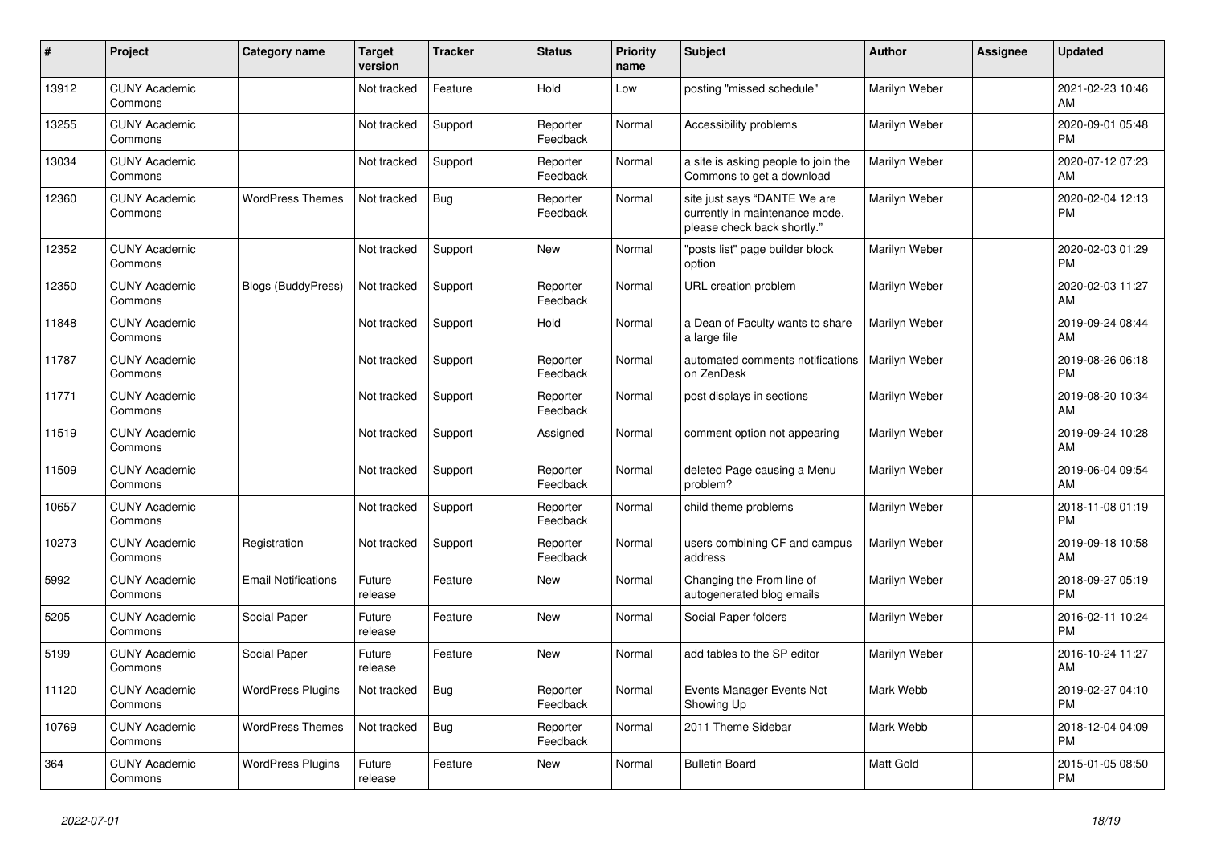| # | Project | Category name | Target version | Tracker | Status | Priority name | Subject | Author | Assignee | Updated |
|---|---|---|---|---|---|---|---|---|---|---|
| 13912 | CUNY Academic Commons | | Not tracked | Feature | Hold | Low | posting "missed schedule" | Marilyn Weber | | 2021-02-23 10:46 AM |
| 13255 | CUNY Academic Commons | | Not tracked | Support | Reporter Feedback | Normal | Accessibility problems | Marilyn Weber | | 2020-09-01 05:48 PM |
| 13034 | CUNY Academic Commons | | Not tracked | Support | Reporter Feedback | Normal | a site is asking people to join the Commons to get a download | Marilyn Weber | | 2020-07-12 07:23 AM |
| 12360 | CUNY Academic Commons | WordPress Themes | Not tracked | Bug | Reporter Feedback | Normal | site just says "DANTE We are currently in maintenance mode, please check back shortly." | Marilyn Weber | | 2020-02-04 12:13 PM |
| 12352 | CUNY Academic Commons | | Not tracked | Support | New | Normal | "posts list" page builder block option | Marilyn Weber | | 2020-02-03 01:29 PM |
| 12350 | CUNY Academic Commons | Blogs (BuddyPress) | Not tracked | Support | Reporter Feedback | Normal | URL creation problem | Marilyn Weber | | 2020-02-03 11:27 AM |
| 11848 | CUNY Academic Commons | | Not tracked | Support | Hold | Normal | a Dean of Faculty wants to share a large file | Marilyn Weber | | 2019-09-24 08:44 AM |
| 11787 | CUNY Academic Commons | | Not tracked | Support | Reporter Feedback | Normal | automated comments notifications on ZenDesk | Marilyn Weber | | 2019-08-26 06:18 PM |
| 11771 | CUNY Academic Commons | | Not tracked | Support | Reporter Feedback | Normal | post displays in sections | Marilyn Weber | | 2019-08-20 10:34 AM |
| 11519 | CUNY Academic Commons | | Not tracked | Support | Assigned | Normal | comment option not appearing | Marilyn Weber | | 2019-09-24 10:28 AM |
| 11509 | CUNY Academic Commons | | Not tracked | Support | Reporter Feedback | Normal | deleted Page causing a Menu problem? | Marilyn Weber | | 2019-06-04 09:54 AM |
| 10657 | CUNY Academic Commons | | Not tracked | Support | Reporter Feedback | Normal | child theme problems | Marilyn Weber | | 2018-11-08 01:19 PM |
| 10273 | CUNY Academic Commons | Registration | Not tracked | Support | Reporter Feedback | Normal | users combining CF and campus address | Marilyn Weber | | 2019-09-18 10:58 AM |
| 5992 | CUNY Academic Commons | Email Notifications | Future release | Feature | New | Normal | Changing the From line of autogenerated blog emails | Marilyn Weber | | 2018-09-27 05:19 PM |
| 5205 | CUNY Academic Commons | Social Paper | Future release | Feature | New | Normal | Social Paper folders | Marilyn Weber | | 2016-02-11 10:24 PM |
| 5199 | CUNY Academic Commons | Social Paper | Future release | Feature | New | Normal | add tables to the SP editor | Marilyn Weber | | 2016-10-24 11:27 AM |
| 11120 | CUNY Academic Commons | WordPress Plugins | Not tracked | Bug | Reporter Feedback | Normal | Events Manager Events Not Showing Up | Mark Webb | | 2019-02-27 04:10 PM |
| 10769 | CUNY Academic Commons | WordPress Themes | Not tracked | Bug | Reporter Feedback | Normal | 2011 Theme Sidebar | Mark Webb | | 2018-12-04 04:09 PM |
| 364 | CUNY Academic Commons | WordPress Plugins | Future release | Feature | New | Normal | Bulletin Board | Matt Gold | | 2015-01-05 08:50 PM |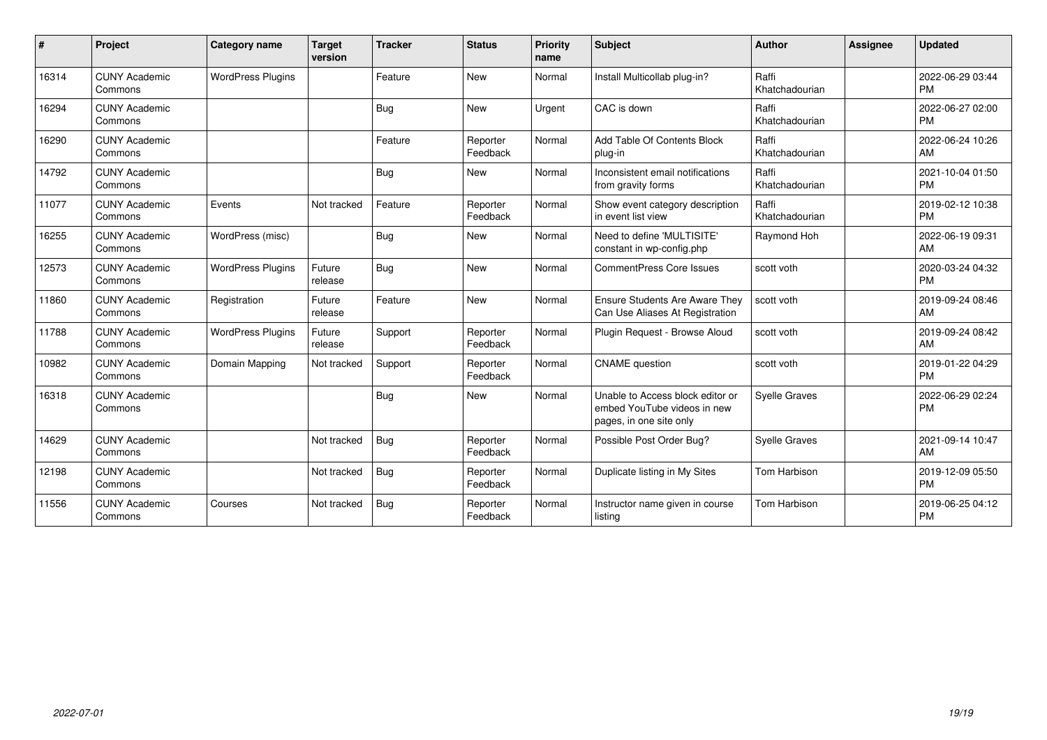| # | Project | Category name | Target version | Tracker | Status | Priority name | Subject | Author | Assignee | Updated |
|---|---|---|---|---|---|---|---|---|---|---|
| 16314 | CUNY Academic Commons | WordPress Plugins | | Feature | New | Normal | Install Multicollab plug-in? | Raffi Khatchadourian | | 2022-06-29 03:44 PM |
| 16294 | CUNY Academic Commons | | | Bug | New | Urgent | CAC is down | Raffi Khatchadourian | | 2022-06-27 02:00 PM |
| 16290 | CUNY Academic Commons | | | Feature | Reporter Feedback | Normal | Add Table Of Contents Block plug-in | Raffi Khatchadourian | | 2022-06-24 10:26 AM |
| 14792 | CUNY Academic Commons | | | Bug | New | Normal | Inconsistent email notifications from gravity forms | Raffi Khatchadourian | | 2021-10-04 01:50 PM |
| 11077 | CUNY Academic Commons | Events | Not tracked | Feature | Reporter Feedback | Normal | Show event category description in event list view | Raffi Khatchadourian | | 2019-02-12 10:38 PM |
| 16255 | CUNY Academic Commons | WordPress (misc) | | Bug | New | Normal | Need to define 'MULTISITE' constant in wp-config.php | Raymond Hoh | | 2022-06-19 09:31 AM |
| 12573 | CUNY Academic Commons | WordPress Plugins | Future release | Bug | New | Normal | CommentPress Core Issues | scott voth | | 2020-03-24 04:32 PM |
| 11860 | CUNY Academic Commons | Registration | Future release | Feature | New | Normal | Ensure Students Are Aware They Can Use Aliases At Registration | scott voth | | 2019-09-24 08:46 AM |
| 11788 | CUNY Academic Commons | WordPress Plugins | Future release | Support | Reporter Feedback | Normal | Plugin Request - Browse Aloud | scott voth | | 2019-09-24 08:42 AM |
| 10982 | CUNY Academic Commons | Domain Mapping | Not tracked | Support | Reporter Feedback | Normal | CNAME question | scott voth | | 2019-01-22 04:29 PM |
| 16318 | CUNY Academic Commons | | | Bug | New | Normal | Unable to Access block editor or embed YouTube videos in new pages, in one site only | Syelle Graves | | 2022-06-29 02:24 PM |
| 14629 | CUNY Academic Commons | | Not tracked | Bug | Reporter Feedback | Normal | Possible Post Order Bug? | Syelle Graves | | 2021-09-14 10:47 AM |
| 12198 | CUNY Academic Commons | | Not tracked | Bug | Reporter Feedback | Normal | Duplicate listing in My Sites | Tom Harbison | | 2019-12-09 05:50 PM |
| 11556 | CUNY Academic Commons | Courses | Not tracked | Bug | Reporter Feedback | Normal | Instructor name given in course listing | Tom Harbison | | 2019-06-25 04:12 PM |